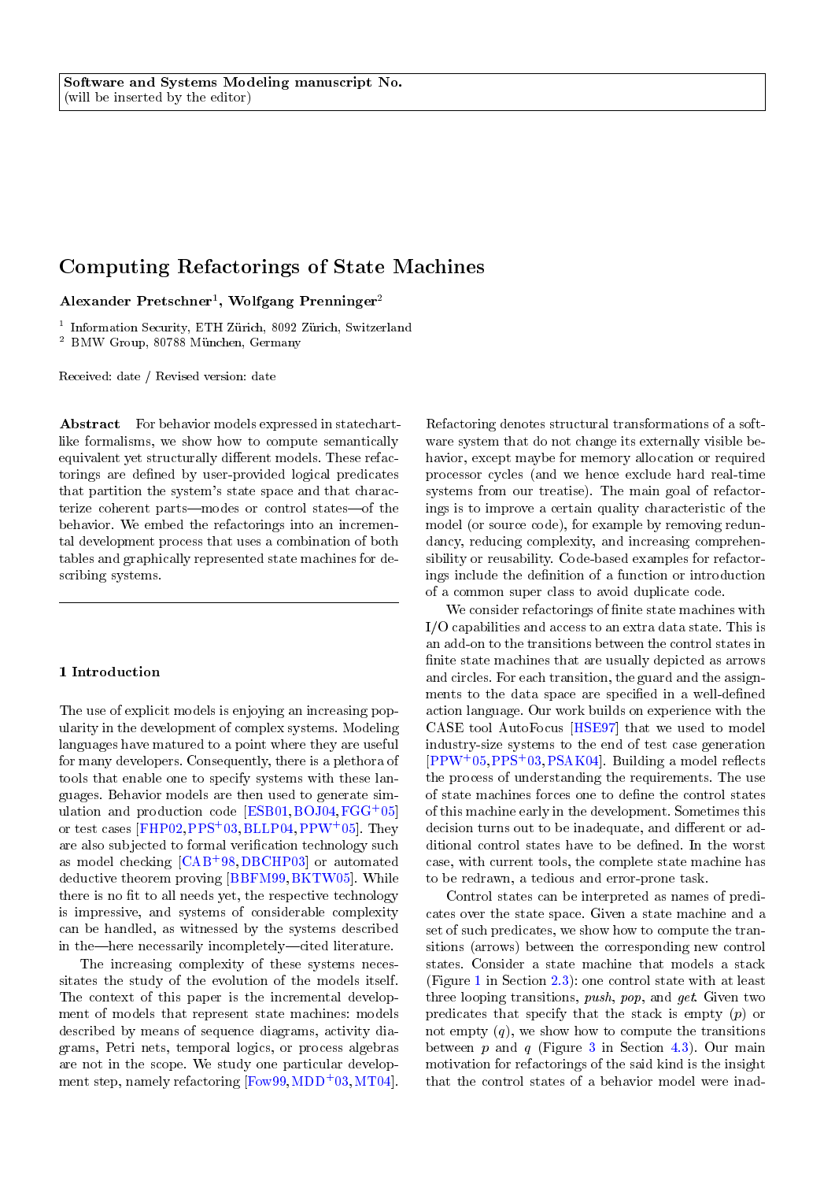**Software and Systems Modeling manuscript No.**
(will be inserted by the editor)

# Computing Refactorings of State Machines

**Alexander Pretschner[1], Wolfgang Prenninger[2]**

[1] Information Security, ETH Zürich, 8092 Zürich, Switzerland
[2] BMW Group, 80788 München, Germany

Received: date / Revised version: date

**Abstract** For behavior models expressed in statechart-like formalisms, we show how to compute semantically equivalent yet structurally different models. These refactorings are defined by user-provided logical predicates that partition the system's state space and that characterize coherent parts—modes or control states—of the behavior. We embed the refactorings into an incremental development process that uses a combination of both tables and graphically represented state machines for describing systems.

## 1 Introduction

The use of explicit models is enjoying an increasing popularity in the development of complex systems. Modeling languages have matured to a point where they are useful for many developers. Consequently, there is a plethora of tools that enable one to specify systems with these languages. Behavior models are then used to generate simulation and production code [ESB01, BOJ04, FGG+05] or test cases [FHP02, PPS+03, BLLP04, PPW+05]. They are also subjected to formal verification technology such as model checking [CAB+98, DBCHP03] or automated deductive theorem proving [BBFM99, BKTW05]. While there is no fit to all needs yet, the respective technology is impressive, and systems of considerable complexity can be handled, as witnessed by the systems described in the—here necessarily incompletely—cited literature.

The increasing complexity of these systems necessitates the study of the evolution of the models itself. The context of this paper is the incremental development of models that represent state machines: models described by means of sequence diagrams, activity diagrams, Petri nets, temporal logics, or process algebras are not in the scope. We study one particular development step, namely refactoring [Fow99, MDD+03, MT04]. Refactoring denotes structural transformations of a software system that do not change its externally visible behavior, except maybe for memory allocation or required processor cycles (and we hence exclude hard real-time systems from our treatise). The main goal of refactorings is to improve a certain quality characteristic of the model (or source code), for example by removing redundancy, reducing complexity, and increasing comprehensibility or reusability. Code-based examples for refactorings include the definition of a function or introduction of a common super class to avoid duplicate code.

We consider refactorings of finite state machines with I/O capabilities and access to an extra data state. This is an add-on to the transitions between the control states in finite state machines that are usually depicted as arrows and circles. For each transition, the guard and the assignments to the data space are specified in a well-defined action language. Our work builds on experience with the CASE tool AutoFocus [HSE97] that we used to model industry-size systems to the end of test case generation [PPW+05, PPS+03, PSAK04]. Building a model reflects the process of understanding the requirements. The use of state machines forces one to define the control states of this machine early in the development. Sometimes this decision turns out to be inadequate, and different or additional control states have to be defined. In the worst case, with current tools, the complete state machine has to be redrawn, a tedious and error-prone task.

Control states can be interpreted as names of predicates over the state space. Given a state machine and a set of such predicates, we show how to compute the transitions (arrows) between the corresponding new control states. Consider a state machine that models a stack (Figure 1 in Section 2.3): one control state with at least three looping transitions, *push*, *pop*, and *get*. Given two predicates that specify that the stack is empty ($p$) or not empty ($q$), we show how to compute the transitions between $p$ and $q$ (Figure 3 in Section 4.3). Our main motivation for refactorings of the said kind is the insight that the control states of a behavior model were inad-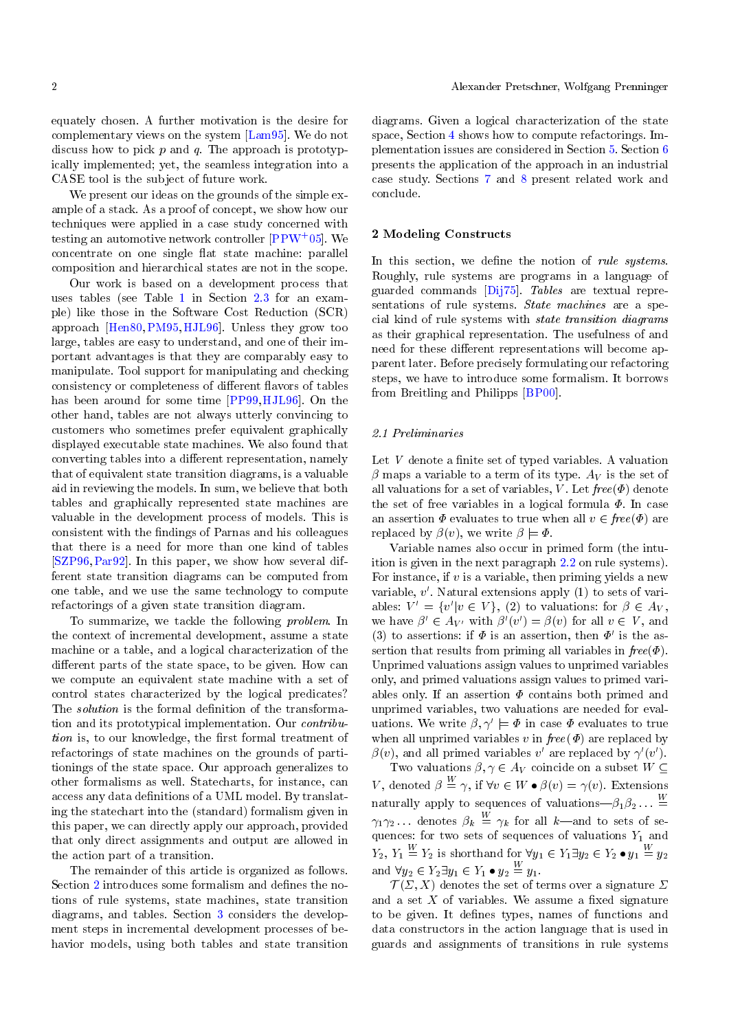equately chosen. A further motivation is the desire for complementary views on the system [Lam95]. We do not discuss how to pick $p$ and $q$. The approach is prototypically implemented; yet, the seamless integration into a CASE tool is the subject of future work.

We present our ideas on the grounds of the simple example of a stack. As a proof of concept, we show how our techniques were applied in a case study concerned with testing an automotive network controller [PPW$^{+}$05]. We concentrate on one single flat state machine: parallel composition and hierarchical states are not in the scope.

Our work is based on a development process that uses tables (see Table 1 in Section 2.3 for an example) like those in the Software Cost Reduction (SCR) approach [Hen80, PM95, HJL96]. Unless they grow too large, tables are easy to understand, and one of their important advantages is that they are comparably easy to manipulate. Tool support for manipulating and checking consistency or completeness of different flavors of tables has been around for some time [PP99, HJL96]. On the other hand, tables are not always utterly convincing to customers who sometimes prefer equivalent graphically displayed executable state machines. We also found that converting tables into a different representation, namely that of equivalent state transition diagrams, is a valuable aid in reviewing the models. In sum, we believe that both tables and graphically represented state machines are valuable in the development process of models. This is consistent with the findings of Parnas and his colleagues that there is a need for more than one kind of tables [SZP96, Par92]. In this paper, we show how several different state transition diagrams can be computed from one table, and we use the same technology to compute refactorings of a given state transition diagram.

To summarize, we tackle the following *problem*. In the context of incremental development, assume a state machine or a table, and a logical characterization of the different parts of the state space, to be given. How can we compute an equivalent state machine with a set of control states characterized by the logical predicates? The *solution* is the formal definition of the transformation and its prototypical implementation. Our *contribution* is, to our knowledge, the first formal treatment of refactorings of state machines on the grounds of partitionings of the state space. Our approach generalizes to other formalisms as well. Statecharts, for instance, can access any data definitions of a UML model. By translating the statechart into the (standard) formalism given in this paper, we can directly apply our approach, provided that only direct assignments and output are allowed in the action part of a transition.

The remainder of this article is organized as follows. Section 2 introduces some formalism and defines the notions of rule systems, state machines, state transition diagrams, and tables. Section 3 considers the development steps in incremental development processes of behavior models, using both tables and state transition diagrams. Given a logical characterization of the state space, Section 4 shows how to compute refactorings. Implementation issues are considered in Section 5. Section 6 presents the application of the approach in an industrial case study. Sections 7 and 8 present related work and conclude.

## 2 Modeling Constructs

In this section, we define the notion of *rule systems*. Roughly, rule systems are programs in a language of guarded commands [Dij75]. *Tables* are textual representations of rule systems. *State machines* are a special kind of rule systems with *state transition diagrams* as their graphical representation. The usefulness of and need for these different representations will become apparent later. Before precisely formulating our refactoring steps, we have to introduce some formalism. It borrows from Breitling and Philipps [BP00].

### 2.1 Preliminaries

Let $V$ denote a finite set of typed variables. A valuation $\beta$ maps a variable to a term of its type. $A_V$ is the set of all valuations for a set of variables, $V$. Let $\mathit{free}(\Phi)$ denote the set of free variables in a logical formula $\Phi$. In case an assertion $\Phi$ evaluates to true when all $v \in \mathit{free}(\Phi)$ are replaced by $\beta(v)$, we write $\beta \models \Phi$.

Variable names also occur in primed form (the intuition is given in the next paragraph 2.2 on rule systems). For instance, if $v$ is a variable, then priming yields a new variable, $v'$. Natural extensions apply (1) to sets of variables: $V' = \{v' | v \in V\}$, (2) to valuations: for $\beta \in A_V$, we have $\beta' \in A_{V'}$ with $\beta'(v') = \beta(v)$ for all $v \in V$, and (3) to assertions: if $\Phi$ is an assertion, then $\Phi'$ is the assertion that results from priming all variables in $\mathit{free}(\Phi)$. Unprimed valuations assign values to unprimed variables only, and primed valuations assign values to primed variables only. If an assertion $\Phi$ contains both primed and unprimed variables, two valuations are needed for evaluations. We write $\beta, \gamma' \models \Phi$ in case $\Phi$ evaluates to true when all unprimed variables $v$ in $\mathit{free}(\Phi)$ are replaced by $\beta(v)$, and all primed variables $v'$ are replaced by $\gamma'(v')$.

Two valuations $\beta, \gamma \in A_V$ coincide on a subset $W \subseteq V$, denoted $\beta \overset{W}{=} \gamma$, if $\forall v \in W \bullet \beta(v) = \gamma(v)$. Extensions naturally apply to sequences of valuations—$\beta_1\beta_2 \ldots \overset{W}{=} \gamma_1\gamma_2 \ldots$ denotes $\beta_k \overset{W}{=} \gamma_k$ for all $k$—and to sets of sequences: for two sets of sequences of valuations $Y_1$ and $Y_2$, $Y_1 \overset{W}{=} Y_2$ is shorthand for $\forall y_1 \in Y_1 \exists y_2 \in Y_2 \bullet y_1 \overset{W}{=} y_2$ and $\forall y_2 \in Y_2 \exists y_1 \in Y_1 \bullet y_2 \overset{W}{=} y_1$.

$\mathcal{T}(\Sigma, X)$ denotes the set of terms over a signature $\Sigma$ and a set $X$ of variables. We assume a fixed signature to be given. It defines types, names of functions and data constructors in the action language that is used in guards and assignments of transitions in rule systems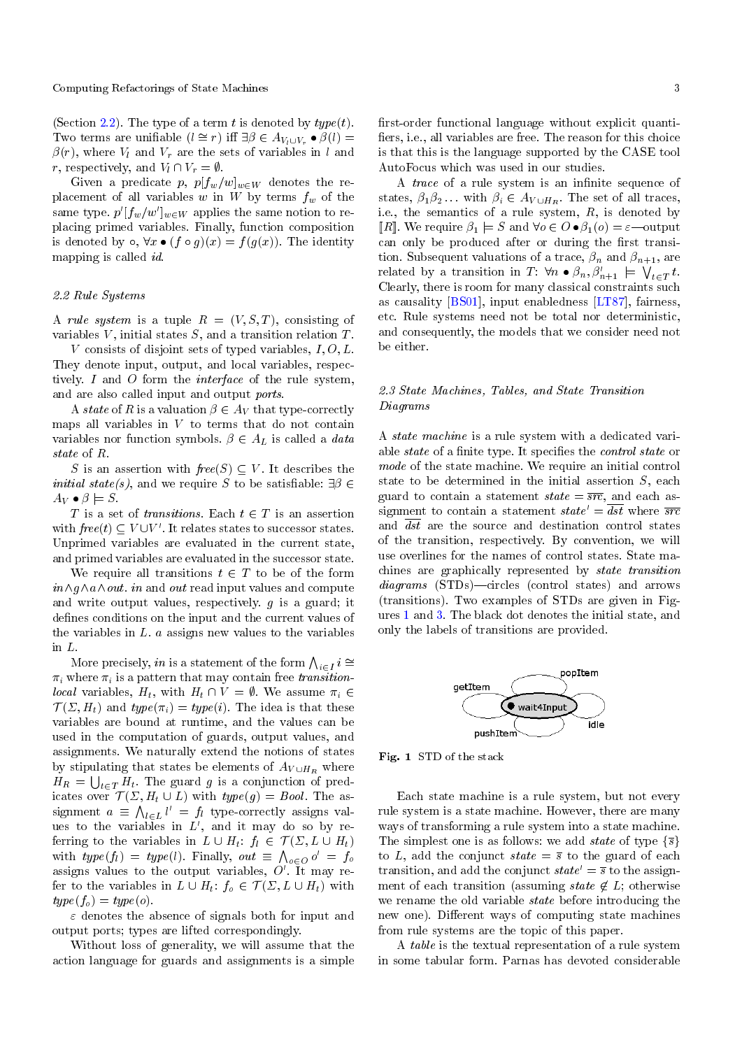(Section 2.2). The type of a term $t$ is denoted by *type*($t$). Two terms are unifiable ($l \cong r$) iff $\exists \beta \in A_{V_l \cup V_r} \bullet \beta(l) = \beta(r)$, where $V_l$ and $V_r$ are the sets of variables in $l$ and $r$, respectively, and $V_l \cap V_r = \emptyset$.

Given a predicate $p$, $p[f_w/w]_{w \in W}$ denotes the replacement of all variables $w$ in $W$ by terms $f_w$ of the same type. $p'[f_w/w']_{w \in W}$ applies the same notion to replacing primed variables. Finally, function composition is denoted by $\circ$, $\forall x \bullet (f \circ g)(x) = f(g(x))$. The identity mapping is called *id*.

## 2.2 Rule Systems

A *rule system* is a tuple $R = (V, S, T)$, consisting of variables $V$, initial states $S$, and a transition relation $T$.

$V$ consists of disjoint sets of typed variables, $I, O, L$. They denote input, output, and local variables, respectively. $I$ and $O$ form the *interface* of the rule system, and are also called input and output *ports*.

A *state* of $R$ is a valuation $\beta \in A_V$ that type-correctly maps all variables in $V$ to terms that do not contain variables nor function symbols. $\beta \in A_L$ is called a *data state* of $R$.

$S$ is an assertion with *free*($S$) $\subseteq V$. It describes the *initial state(s)*, and we require $S$ to be satisfiable: $\exists \beta \in A_V \bullet \beta \models S$.

$T$ is a set of *transitions*. Each $t \in T$ is an assertion with *free*($t$) $\subseteq V \cup V'$. It relates states to successor states. Unprimed variables are evaluated in the current state, and primed variables are evaluated in the successor state.

We require all transitions $t \in T$ to be of the form $in \wedge g \wedge a \wedge out$. *in* and *out* read input values and compute and write output values, respectively. $g$ is a guard; it defines conditions on the input and the current values of the variables in $L$. $a$ assigns new values to the variables in $L$.

More precisely, *in* is a statement of the form $\bigwedge_{i \in I} i \cong \pi_i$ where $\pi_i$ is a pattern that may contain free *transition-local* variables, $H_t$, with $H_t \cap V = \emptyset$. We assume $\pi_i \in \mathcal{T}(\Sigma, H_t)$ and $type(\pi_i) = type(i)$. The idea is that these variables are bound at runtime, and the values can be used in the computation of guards, output values, and assignments. We naturally extend the notions of states by stipulating that states be elements of $A_{V \cup H_R}$ where $H_R = \bigcup_{t \in T} H_t$. The guard $g$ is a conjunction of predicates over $\mathcal{T}(\Sigma, H_t \cup L)$ with $type(g) = Bool$. The assignment $a \equiv \bigwedge_{l \in L} l' = f_l$ type-correctly assigns values to the variables in $L'$, and it may do so by referring to the variables in $L \cup H_t$: $f_l \in \mathcal{T}(\Sigma, L \cup H_t)$ with $type(f_l) = type(l)$. Finally, $out \equiv \bigwedge_{o \in O} o' = f_o$ assigns values to the output variables, $O'$. It may refer to the variables in $L \cup H_t$: $f_o \in \mathcal{T}(\Sigma, L \cup H_t)$ with $type(f_o) = type(o)$.

$\varepsilon$ denotes the absence of signals both for input and output ports; types are lifted correspondingly.

Without loss of generality, we will assume that the action language for guards and assignments is a simple first-order functional language without explicit quantifiers, i.e., all variables are free. The reason for this choice is that this is the language supported by the CASE tool AutoFocus which was used in our studies.

A *trace* of a rule system is an infinite sequence of states, $\beta_1\beta_2\ldots$ with $\beta_i \in A_{V \cup H_R}$. The set of all traces, i.e., the semantics of a rule system, $R$, is denoted by $[\![R]\!]$. We require $\beta_1 \models S$ and $\forall o \in O \bullet \beta_1(o) = \varepsilon$—output can only be produced after or during the first transition. Subsequent valuations of a trace, $\beta_n$ and $\beta_{n+1}$, are related by a transition in $T$: $\forall n \bullet \beta_n, \beta'_{n+1} \models \bigvee_{t \in T} t$. Clearly, there is room for many classical constraints such as causality [BS01], input enabledness [LT87], fairness, etc. Rule systems need not be total nor deterministic, and consequently, the models that we consider need not be either.

## 2.3 State Machines, Tables, and State Transition Diagrams

A *state machine* is a rule system with a dedicated variable *state* of a finite type. It specifies the *control state* or *mode* of the state machine. We require an initial control state to be determined in the initial assertion $S$, each guard to contain a statement $state = \overline{src}$, and each assignment to contain a statement $state' = \overline{dst}$ where $\overline{src}$ and $\overline{dst}$ are the source and destination control states of the transition, respectively. By convention, we will use overlines for the names of control states. State machines are graphically represented by *state transition diagrams* (STDs)—circles (control states) and arrows (transitions). Two examples of STDs are given in Figures 1 and 3. The black dot denotes the initial state, and only the labels of transitions are provided.

**Fig. 1** STD of the stack

Each state machine is a rule system, but not every rule system is a state machine. However, there are many ways of transforming a rule system into a state machine. The simplest one is as follows: we add *state* of type $\{\overline{s}\}$ to $L$, add the conjunct $state = \overline{s}$ to the guard of each transition, and add the conjunct $state' = \overline{s}$ to the assignment of each transition (assuming $state \notin L$; otherwise we rename the old variable *state* before introducing the new one). Different ways of computing state machines from rule systems are the topic of this paper.

A *table* is the textual representation of a rule system in some tabular form. Parnas has devoted considerable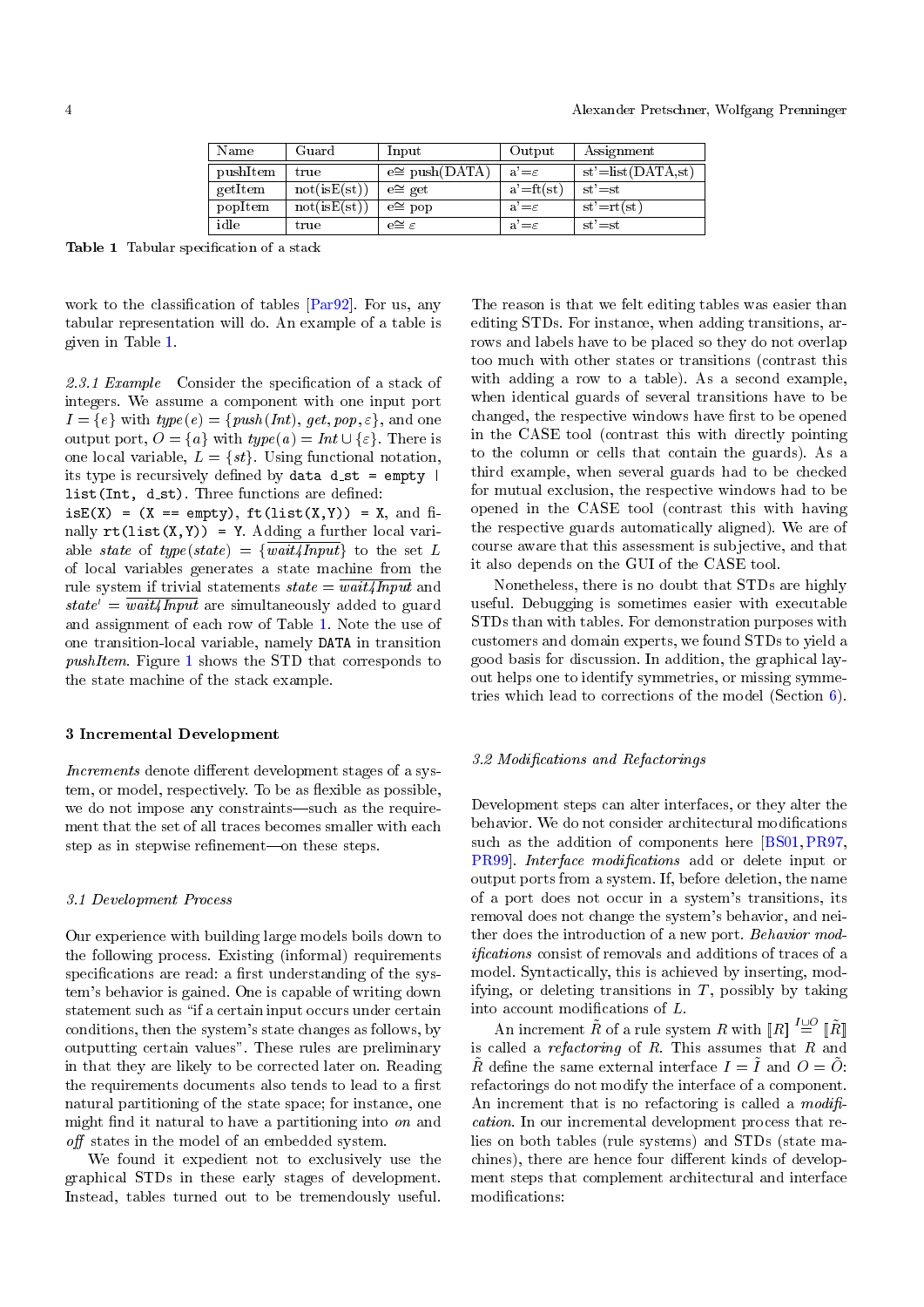| Name | Guard | Input | Output | Assignment |
|---|---|---|---|---|
| pushItem | true | e≅ push(DATA) | a'=$\varepsilon$ | st'=list(DATA,st) |
| getItem | not(isE(st)) | e≅ get | a'=ft(st) | st'=st |
| popItem | not(isE(st)) | e≅ pop | a'=$\varepsilon$ | st'=rt(st) |
| idle | true | e≅ $\varepsilon$ | a'=$\varepsilon$ | st'=st |

**Table 1** Tabular specification of a stack

work to the classification of tables [Par92]. For us, any tabular representation will do. An example of a table is given in Table 1.

*2.3.1 Example* Consider the specification of a stack of integers. We assume a component with one input port $I = \{e\}$ with $type(e) = \{push(Int), get, pop, \varepsilon\}$, and one output port, $O = \{a\}$ with $type(a) = Int \cup \{\varepsilon\}$. There is one local variable, $L = \{st\}$. Using functional notation, its type is recursively defined by `data d_st = empty | list(Int, d_st)`. Three functions are defined: `isE(X) = (X == empty)`, `ft(list(X,Y)) = X`, and finally `rt(list(X,Y)) = Y`. Adding a further local variable *state* of $type(state) = \{\overline{wait4Input}\}$ to the set $L$ of local variables generates a state machine from the rule system if trivial statements $state = \overline{wait4Input}$ and $state' = \overline{wait4Input}$ are simultaneously added to guard and assignment of each row of Table 1. Note the use of one transition-local variable, namely `DATA` in transition *pushItem*. Figure 1 shows the STD that corresponds to the state machine of the stack example.

## 3 Incremental Development

*Increments* denote different development stages of a system, or model, respectively. To be as flexible as possible, we do not impose any constraints—such as the requirement that the set of all traces becomes smaller with each step as in stepwise refinement—on these steps.

### 3.1 Development Process

Our experience with building large models boils down to the following process. Existing (informal) requirements specifications are read: a first understanding of the system's behavior is gained. One is capable of writing down statement such as "if a certain input occurs under certain conditions, then the system's state changes as follows, by outputting certain values". These rules are preliminary in that they are likely to be corrected later on. Reading the requirements documents also tends to lead to a first natural partitioning of the state space; for instance, one might find it natural to have a partitioning into *on* and *off* states in the model of an embedded system.

We found it expedient not to exclusively use the graphical STDs in these early stages of development. Instead, tables turned out to be tremendously useful. The reason is that we felt editing tables was easier than editing STDs. For instance, when adding transitions, arrows and labels have to be placed so they do not overlap too much with other states or transitions (contrast this with adding a row to a table). As a second example, when identical guards of several transitions have to be changed, the respective windows have first to be opened in the CASE tool (contrast this with directly pointing to the column or cells that contain the guards). As a third example, when several guards had to be checked for mutual exclusion, the respective windows had to be opened in the CASE tool (contrast this with having the respective guards automatically aligned). We are of course aware that this assessment is subjective, and that it also depends on the GUI of the CASE tool.

Nonetheless, there is no doubt that STDs are highly useful. Debugging is sometimes easier with executable STDs than with tables. For demonstration purposes with customers and domain experts, we found STDs to yield a good basis for discussion. In addition, the graphical layout helps one to identify symmetries, or missing symmetries which lead to corrections of the model (Section 6).

### 3.2 Modifications and Refactorings

Development steps can alter interfaces, or they alter the behavior. We do not consider architectural modifications such as the addition of components here [BS01, PR97, PR99]. *Interface modifications* add or delete input or output ports from a system. If, before deletion, the name of a port does not occur in a system's transitions, its removal does not change the system's behavior, and neither does the introduction of a new port. *Behavior modifications* consist of removals and additions of traces of a model. Syntactically, this is achieved by inserting, modifying, or deleting transitions in $T$, possibly by taking into account modifications of $L$.

An increment $\tilde{R}$ of a rule system $R$ with $[\![R]\!] \overset{I \cup O}{=} [\![\tilde{R}]\!]$ is called a *refactoring* of $R$. This assumes that $R$ and $\tilde{R}$ define the same external interface $I = \tilde{I}$ and $O = \tilde{O}$: refactorings do not modify the interface of a component. An increment that is no refactoring is called a *modification*. In our incremental development process that relies on both tables (rule systems) and STDs (state machines), there are hence four different kinds of development steps that complement architectural and interface modifications: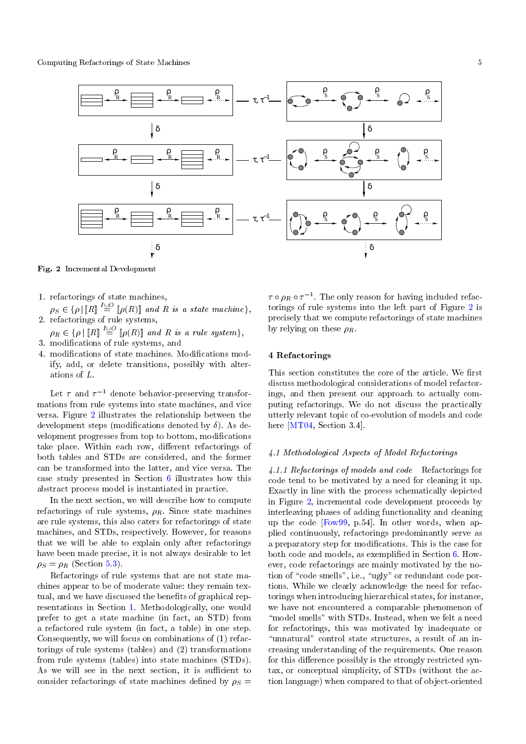Fig. 2 Incremental Development

1. refactorings of state machines, $\rho_S \in \{\rho \mid [\![R]\!] \stackrel{I \sqcup O}{=} [\![\rho(R)]\!]$ *and* $R$ *is a state machine*$\}$,
2. refactorings of rule systems, $\rho_R \in \{\rho \mid [\![R]\!] \stackrel{I \sqcup O}{=} [\![\rho(R)]\!]$ *and* $R$ *is a rule system*$\}$,
3. modifications of rule systems, and
4. modifications of state machines. Modifications modify, add, or delete transitions, possibly with alterations of $L$.

Let $\tau$ and $\tau^{-1}$ denote behavior-preserving transformations from rule systems into state machines, and vice versa. Figure 2 illustrates the relationship between the development steps (modifications denoted by $\delta$). As development progresses from top to bottom, modifications take place. Within each row, different refactorings of both tables and STDs are considered, and the former can be transformed into the latter, and vice versa. The case study presented in Section 6 illustrates how this abstract process model is instantiated in practice.

In the next section, we will describe how to compute refactorings of rule systems, $\rho_R$. Since state machines are rule systems, this also caters for refactorings of state machines, and STDs, respectively. However, for reasons that we will be able to explain only after refactorings have been made precise, it is not always desirable to let $\rho_S = \rho_R$ (Section 5.3).

Refactorings of rule systems that are not state machines appear to be of moderate value: they remain textual, and we have discussed the benefits of graphical representations in Section 1. Methodologically, one would prefer to get a state machine (in fact, an STD) from a refactored rule system (in fact, a table) in one step. Consequently, we will focus on combinations of (1) refactorings of rule systems (tables) and (2) transformations from rule systems (tables) into state machines (STDs). As we will see in the next section, it is sufficient to consider refactorings of state machines defined by $\rho_S = \tau \circ \rho_R \circ \tau^{-1}$. The only reason for having included refactorings of rule systems into the left part of Figure 2 is precisely that we compute refactorings of state machines by relying on these $\rho_R$.

## 4 Refactorings

This section constitutes the core of the article. We first discuss methodological considerations of model refactorings, and then present our approach to actually computing refactorings. We do not discuss the practically utterly relevant topic of co-evolution of models and code here [MT04, Section 3.4].

### 4.1 Methodological Aspects of Model Refactorings

*4.1.1 Refactorings of models and code* Refactorings for code tend to be motivated by a need for cleaning it up. Exactly in line with the process schematically depicted in Figure 2, incremental code development proceeds by interleaving phases of adding functionality and cleaning up the code [Fow99, p.54]. In other words, when applied continuously, refactorings predominantly serve as a preparatory step for modifications. This is the case for both code and models, as exemplified in Section 6. However, code refactorings are mainly motivated by the notion of "code smells", i.e., "ugly" or redundant code portions. While we clearly acknowledge the need for refactorings when introducing hierarchical states, for instance, we have not encountered a comparable phenomenon of "model smells" with STDs. Instead, when we felt a need for refactorings, this was motivated by inadequate or "unnatural" control state structures, a result of an increasing understanding of the requirements. One reason for this difference possibly is the strongly restricted syntax, or conceptual simplicity, of STDs (without the action language) when compared to that of object-oriented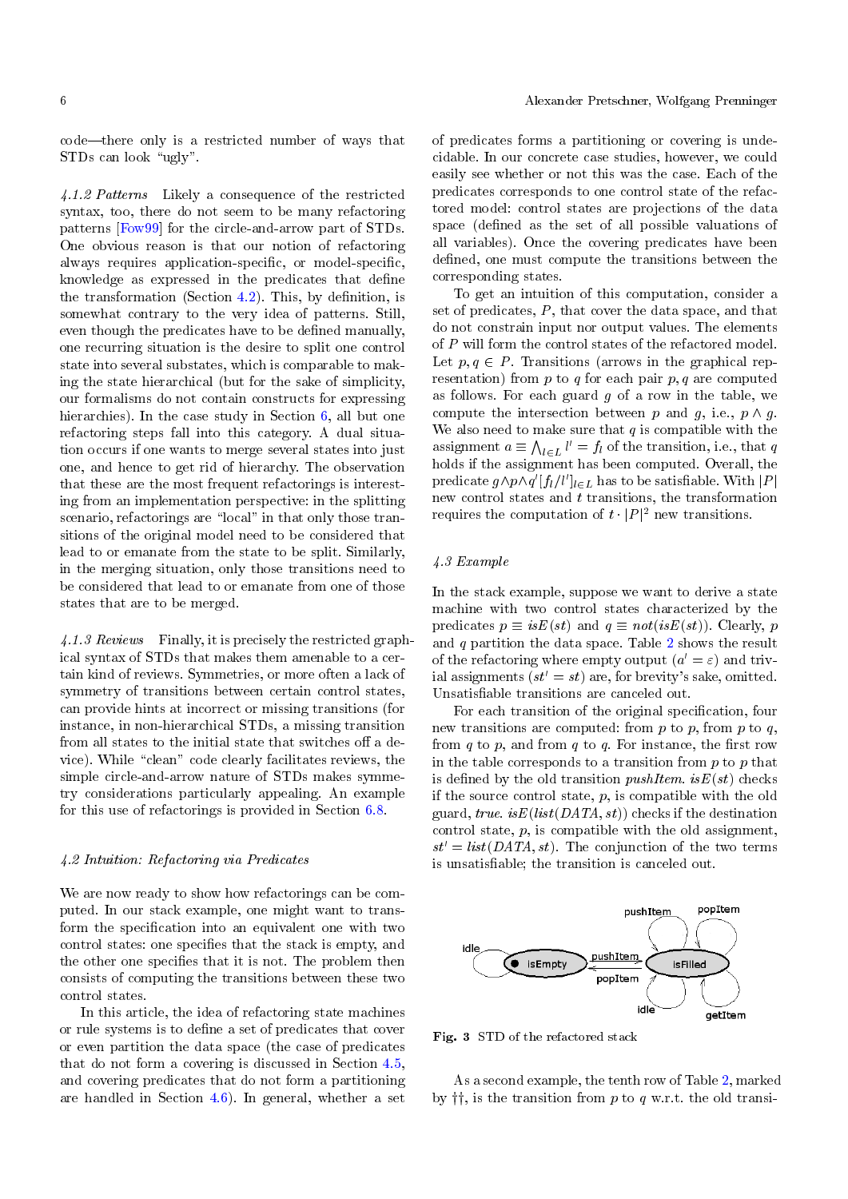code—there only is a restricted number of ways that STDs can look "ugly".

*4.1.2 Patterns* Likely a consequence of the restricted syntax, too, there do not seem to be many refactoring patterns [Fow99] for the circle-and-arrow part of STDs. One obvious reason is that our notion of refactoring always requires application-specific, or model-specific, knowledge as expressed in the predicates that define the transformation (Section 4.2). This, by definition, is somewhat contrary to the very idea of patterns. Still, even though the predicates have to be defined manually, one recurring situation is the desire to split one control state into several substates, which is comparable to making the state hierarchical (but for the sake of simplicity, our formalisms do not contain constructs for expressing hierarchies). In the case study in Section 6, all but one refactoring steps fall into this category. A dual situation occurs if one wants to merge several states into just one, and hence to get rid of hierarchy. The observation that these are the most frequent refactorings is interesting from an implementation perspective: in the splitting scenario, refactorings are "local" in that only those transitions of the original model need to be considered that lead to or emanate from the state to be split. Similarly, in the merging situation, only those transitions need to be considered that lead to or emanate from one of those states that are to be merged.

*4.1.3 Reviews* Finally, it is precisely the restricted graphical syntax of STDs that makes them amenable to a certain kind of reviews. Symmetries, or more often a lack of symmetry of transitions between certain control states, can provide hints at incorrect or missing transitions (for instance, in non-hierarchical STDs, a missing transition from all states to the initial state that switches off a device). While "clean" code clearly facilitates reviews, the simple circle-and-arrow nature of STDs makes symmetry considerations particularly appealing. An example for this use of refactorings is provided in Section 6.8.

### 4.2 Intuition: Refactoring via Predicates

We are now ready to show how refactorings can be computed. In our stack example, one might want to transform the specification into an equivalent one with two control states: one specifies that the stack is empty, and the other one specifies that it is not. The problem then consists of computing the transitions between these two control states.

In this article, the idea of refactoring state machines or rule systems is to define a set of predicates that cover or even partition the data space (the case of predicates that do not form a covering is discussed in Section 4.5, and covering predicates that do not form a partitioning are handled in Section 4.6). In general, whether a set of predicates forms a partitioning or covering is undecidable. In our concrete case studies, however, we could easily see whether or not this was the case. Each of the predicates corresponds to one control state of the refactored model: control states are projections of the data space (defined as the set of all possible valuations of all variables). Once the covering predicates have been defined, one must compute the transitions between the corresponding states.

To get an intuition of this computation, consider a set of predicates, $P$, that cover the data space, and that do not constrain input nor output values. The elements of $P$ will form the control states of the refactored model. Let $p, q \in P$. Transitions (arrows in the graphical representation) from $p$ to $q$ for each pair $p, q$ are computed as follows. For each guard $g$ of a row in the table, we compute the intersection between $p$ and $g$, i.e., $p \wedge g$. We also need to make sure that $q$ is compatible with the assignment $a \equiv \bigwedge_{l \in L} l' = f_l$ of the transition, i.e., that $q$ holds if the assignment has been computed. Overall, the predicate $g \wedge p \wedge q'[f_l/l']_{l \in L}$ has to be satisfiable. With $|P|$ new control states and $t$ transitions, the transformation requires the computation of $t \cdot |P|^2$ new transitions.

### 4.3 Example

In the stack example, suppose we want to derive a state machine with two control states characterized by the predicates $p \equiv isE(st)$ and $q \equiv not(isE(st))$. Clearly, $p$ and $q$ partition the data space. Table 2 shows the result of the refactoring where empty output ($a' = \varepsilon$) and trivial assignments ($st' = st$) are, for brevity's sake, omitted. Unsatisfiable transitions are canceled out.

For each transition of the original specification, four new transitions are computed: from $p$ to $p$, from $p$ to $q$, from $q$ to $p$, and from $q$ to $q$. For instance, the first row in the table corresponds to a transition from $p$ to $p$ that is defined by the old transition *pushItem*. $isE(st)$ checks if the source control state, $p$, is compatible with the old guard, *true*. $isE(list(DATA, st))$ checks if the destination control state, $p$, is compatible with the old assignment, $st' = list(DATA, st)$. The conjunction of the two terms is unsatisfiable; the transition is canceled out.

**Fig. 3** STD of the refactored stack

As a second example, the tenth row of Table 2, marked by ††, is the transition from $p$ to $q$ w.r.t. the old transi-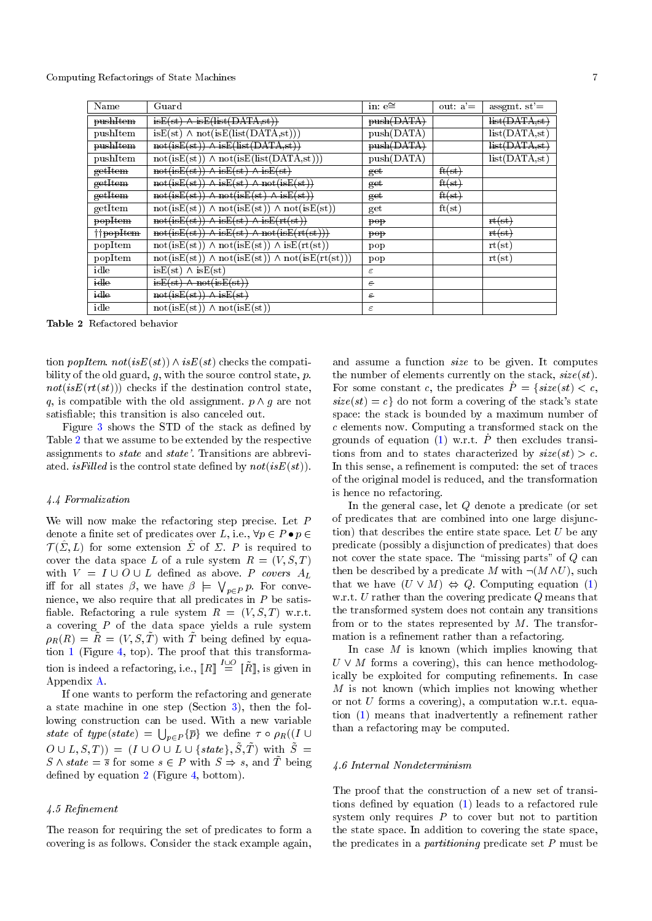| Name | Guard | in: e≅ | out: a'= | assgmt. st'= |
|---|---|---|---|---|
| ~~pushItem~~ | ~~isE(st) ∧ isE(list(DATA,st))~~ | ~~push(DATA)~~ | | ~~list(DATA,st)~~ |
| pushItem | isE(st) ∧ not(isE(list(DATA,st))) | push(DATA) | | list(DATA,st) |
| ~~pushItem~~ | ~~not(isE(st)) ∧ isE(list(DATA,st))~~ | ~~push(DATA)~~ | | ~~list(DATA,st)~~ |
| pushItem | not(isE(st)) ∧ not(isE(list(DATA,st))) | push(DATA) | | list(DATA,st) |
| ~~getItem~~ | ~~not(isE(st)) ∧ isE(st) ∧ isE(st)~~ | ~~get~~ | ~~ft(st)~~ | |
| ~~getItem~~ | ~~not(isE(st)) ∧ isE(st) ∧ not(isE(st))~~ | ~~get~~ | ~~ft(st)~~ | |
| ~~getItem~~ | ~~not(isE(st)) ∧ not(isE(st) ∧ isE(st))~~ | ~~get~~ | ~~ft(st)~~ | |
| getItem | not(isE(st)) ∧ not(isE(st)) ∧ not(isE(st)) | get | ft(st) | |
| ~~popItem~~ | ~~not(isE(st)) ∧ isE(st) ∧ isE(rt(st))~~ | ~~pop~~ | | ~~rt(st)~~ |
| ††~~popItem~~ | ~~not(isE(st)) ∧ isE(st) ∧ not(isE(rt(st)))~~ | ~~pop~~ | | ~~rt(st)~~ |
| popItem | not(isE(st)) ∧ not(isE(st)) ∧ isE(rt(st)) | pop | | rt(st) |
| popItem | not(isE(st)) ∧ not(isE(st)) ∧ not(isE(rt(st))) | pop | | rt(st) |
| idle | isE(st) ∧ isE(st) | $\varepsilon$ | | |
| ~~idle~~ | ~~isE(st) ∧ not(isE(st))~~ | ~~$\varepsilon$~~ | | |
| ~~idle~~ | ~~not(isE(st)) ∧ isE(st)~~ | ~~$\varepsilon$~~ | | |
| idle | not(isE(st)) ∧ not(isE(st)) | $\varepsilon$ | | |

**Table 2** Refactored behavior

tion *popItem*. *not*(*isE*(*st*)) ∧ *isE*(*st*) checks the compatibility of the old guard, $g$, with the source control state, $p$. *not*(*isE*(*rt*(*st*))) checks if the destination control state, $q$, is compatible with the old assignment. $p \wedge g$ are not satisfiable; this transition is also canceled out.

Figure 3 shows the STD of the stack as defined by Table 2 that we assume to be extended by the respective assignments to *state* and *state'*. Transitions are abbreviated. *isFilled* is the control state defined by *not*(*isE*(*st*)).

### 4.4 Formalization

We will now make the refactoring step precise. Let $P$ denote a finite set of predicates over $L$, i.e., $\forall p \in P \bullet p \in \mathcal{T}(\hat{\Sigma}, L)$ for some extension $\hat{\Sigma}$ of $\Sigma$. $P$ is required to cover the data space $L$ of a rule system $R = (V, S, T)$ with $V = I \cup O \cup L$ defined as above. $P$ *covers* $A_L$ iff for all states $\beta$, we have $\beta \models \bigvee_{p \in P} p$. For convenience, we also require that all predicates in $P$ be satisfiable. Refactoring a rule system $R = (V, S, T)$ w.r.t. a covering $P$ of the data space yields a rule system $\rho_R(R) = \tilde{R} = (V, S, \tilde{T})$ with $\tilde{T}$ being defined by equation 1 (Figure 4, top). The proof that this transformation is indeed a refactoring, i.e., $[\![R]\!] \stackrel{I \cup O}{=} [\![\tilde{R}]\!]$, is given in Appendix A.

If one wants to perform the refactoring and generate a state machine in one step (Section 3), then the following construction can be used. With a new variable *state* of $type(state) = \bigcup_{p \in P}\{\overline{p}\}$ we define $\tau \circ \rho_R((I \cup O \cup L, S, T)) = (I \cup O \cup L \cup \{state\}, \tilde{S}, \tilde{T})$ with $\tilde{S} = S \wedge state = \overline{s}$ for some $s \in P$ with $S \Rightarrow s$, and $\tilde{T}$ being defined by equation 2 (Figure 4, bottom).

### 4.5 Refinement

The reason for requiring the set of predicates to form a covering is as follows. Consider the stack example again, and assume a function *size* to be given. It computes the number of elements currently on the stack, *size*(*st*). For some constant $c$, the predicates $\dot{P} = \{size(st) < c, size(st) = c\}$ do not form a covering of the stack's state space: the stack is bounded by a maximum number of $c$ elements now. Computing a transformed stack on the grounds of equation (1) w.r.t. $\dot{P}$ then excludes transitions from and to states characterized by $size(st) > c$. In this sense, a refinement is computed: the set of traces of the original model is reduced, and the transformation is hence no refactoring.

In the general case, let $Q$ denote a predicate (or set of predicates that are combined into one large disjunction) that describes the entire state space. Let $U$ be any predicate (possibly a disjunction of predicates) that does not cover the state space. The "missing parts" of $Q$ can then be described by a predicate $M$ with $\neg(M \wedge U)$, such that we have $(U \vee M) \Leftrightarrow Q$. Computing equation (1) w.r.t. $U$ rather than the covering predicate $Q$ means that the transformed system does not contain any transitions from or to the states represented by $M$. The transformation is a refinement rather than a refactoring.

In case $M$ is known (which implies knowing that $U \vee M$ forms a covering), this can hence methodologically be exploited for computing refinements. In case $M$ is not known (which implies not knowing whether or not $U$ forms a covering), a computation w.r.t. equation (1) means that inadvertently a refinement rather than a refactoring may be computed.

### 4.6 Internal Nondeterminism

The proof that the construction of a new set of transitions defined by equation (1) leads to a refactored rule system only requires $P$ to cover but not to partition the state space. In addition to covering the state space, the predicates in a *partitioning* predicate set $P$ must be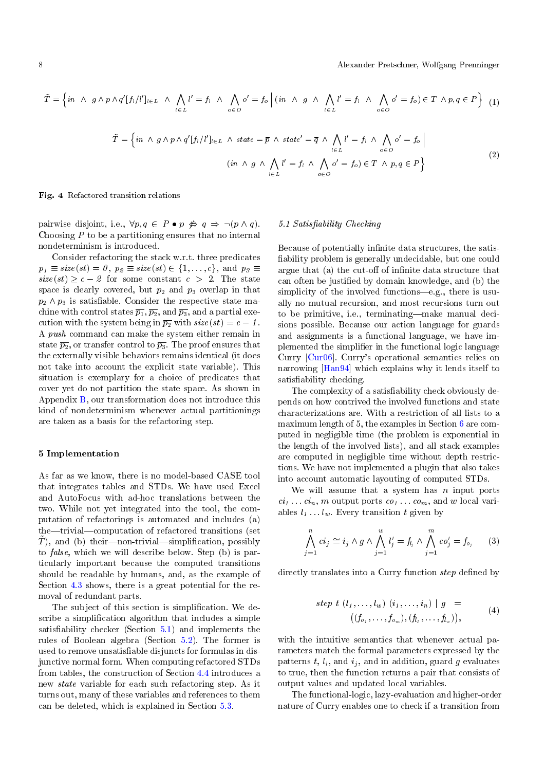$$\tilde{T} = \Big\{ in \ \wedge \ g \wedge p \wedge q'[f_l/l']_{l \in L} \ \wedge \ \bigwedge_{l \in L} l' = f_l \ \wedge \ \bigwedge_{o \in O} o' = f_o \ \Big| \ (in \ \wedge \ g \ \wedge \ \bigwedge_{l \in L} l' = f_l \ \wedge \ \bigwedge_{o \in O} o' = f_o) \in T \ \wedge p, q \in P \Big\} \quad (1)$$

$$\tilde{T} = \Big\{ in \ \wedge \ g \wedge p \wedge q'[f_l/l']_{l \in L} \ \wedge \ state = \overline{p} \ \wedge \ state' = \overline{q} \ \wedge \ \bigwedge_{l \in L} l' = f_l \ \wedge \ \bigwedge_{o \in O} o' = f_o \ \Big| \ (in \ \wedge \ g \ \wedge \ \bigwedge_{l \in L} l' = f_l \ \wedge \ \bigwedge_{o \in O} o' = f_o) \in T \ \wedge p, q \in P \Big\} \quad (2)$$

**Fig. 4** Refactored transition relations

pairwise disjoint, i.e., $\forall p, q \in P \bullet p \not\Leftrightarrow q \Rightarrow \neg(p \wedge q)$. Choosing $P$ to be a partitioning ensures that no internal nondeterminism is introduced.

Consider refactoring the stack w.r.t. three predicates $p_1 \equiv size(st) = 0$, $p_2 \equiv size(st) \in \{1, \ldots, c\}$, and $p_3 \equiv size(st) \geq c - 2$ for some constant $c > 2$. The state space is clearly covered, but $p_2$ and $p_3$ overlap in that $p_2 \wedge p_3$ is satisfiable. Consider the respective state machine with control states $\overline{p_1}, \overline{p_2}$, and $\overline{p_3}$, and a partial execution with the system being in $\overline{p_2}$ with $size(st) = c - 1$. A *push* command can make the system either remain in state $\overline{p_2}$, or transfer control to $\overline{p_3}$. The proof ensures that the externally visible behaviors remains identical (it does not take into account the explicit state variable). This situation is exemplary for a choice of predicates that cover yet do not partition the state space. As shown in Appendix B, our transformation does not introduce this kind of nondeterminism whenever actual partitionings are taken as a basis for the refactoring step.

## 5 Implementation

As far as we know, there is no model-based CASE tool that integrates tables and STDs. We have used Excel and AutoFocus with ad-hoc translations between the two. While not yet integrated into the tool, the computation of refactorings is automated and includes (a) the—trivial—computation of refactored transitions (set $\tilde{T}$), and (b) their—non-trivial—simplification, possibly to *false*, which we will describe below. Step (b) is particularly important because the computed transitions should be readable by humans, and, as the example of Section 4.3 shows, there is a great potential for the removal of redundant parts.

The subject of this section is simplification. We describe a simplification algorithm that includes a simple satisfiability checker (Section 5.1) and implements the rules of Boolean algebra (Section 5.2). The former is used to remove unsatisfiable disjuncts for formulas in disjunctive normal form. When computing refactored STDs from tables, the construction of Section 4.4 introduces a new *state* variable for each such refactoring step. As it turns out, many of these variables and references to them can be deleted, which is explained in Section 5.3.

### 5.1 Satisfiability Checking

Because of potentially infinite data structures, the satisfiability problem is generally undecidable, but one could argue that (a) the cut-off of infinite data structure that can often be justified by domain knowledge, and (b) the simplicity of the involved functions—e.g., there is usually no mutual recursion, and most recursions turn out to be primitive, i.e., terminating—make manual decisions possible. Because our action language for guards and assignments is a functional language, we have implemented the simplifier in the functional logic language Curry [Cur06]. Curry's operational semantics relies on narrowing [Han94] which explains why it lends itself to satisfiability checking.

The complexity of a satisfiability check obviously depends on how contrived the involved functions and state characterizations are. With a restriction of all lists to a maximum length of 5, the examples in Section 6 are computed in negligible time (the problem is exponential in the length of the involved lists), and all stack examples are computed in negligible time without depth restrictions. We have not implemented a plugin that also takes into account automatic layouting of computed STDs.

We will assume that a system has $n$ input ports $ci_1 \ldots ci_n$, $m$ output ports $co_1 \ldots co_m$, and $w$ local variables $l_1 \ldots l_w$. Every transition $t$ given by

$$\bigwedge_{j=1}^{n} ci_j \cong i_j \wedge g \wedge \bigwedge_{j=1}^{w} l_j' = f_{l_j} \wedge \bigwedge_{j=1}^{m} co_j' = f_{o_j} \quad (3)$$

directly translates into a Curry function *step* defined by

$$\begin{aligned} step \ t \ (l_1, \ldots, l_w) \ (i_1, \ldots, i_n) \ | \ g \ = \\ ((f_{o_1}, \ldots, f_{o_m}), (f_{l_1}, \ldots, f_{l_w})), \end{aligned} \quad (4)$$

with the intuitive semantics that whenever actual parameters match the formal parameters expressed by the patterns $t$, $l_i$, and $i_j$, and in addition, guard $g$ evaluates to true, then the function returns a pair that consists of output values and updated local variables.

The functional-logic, lazy-evaluation and higher-order nature of Curry enables one to check if a transition from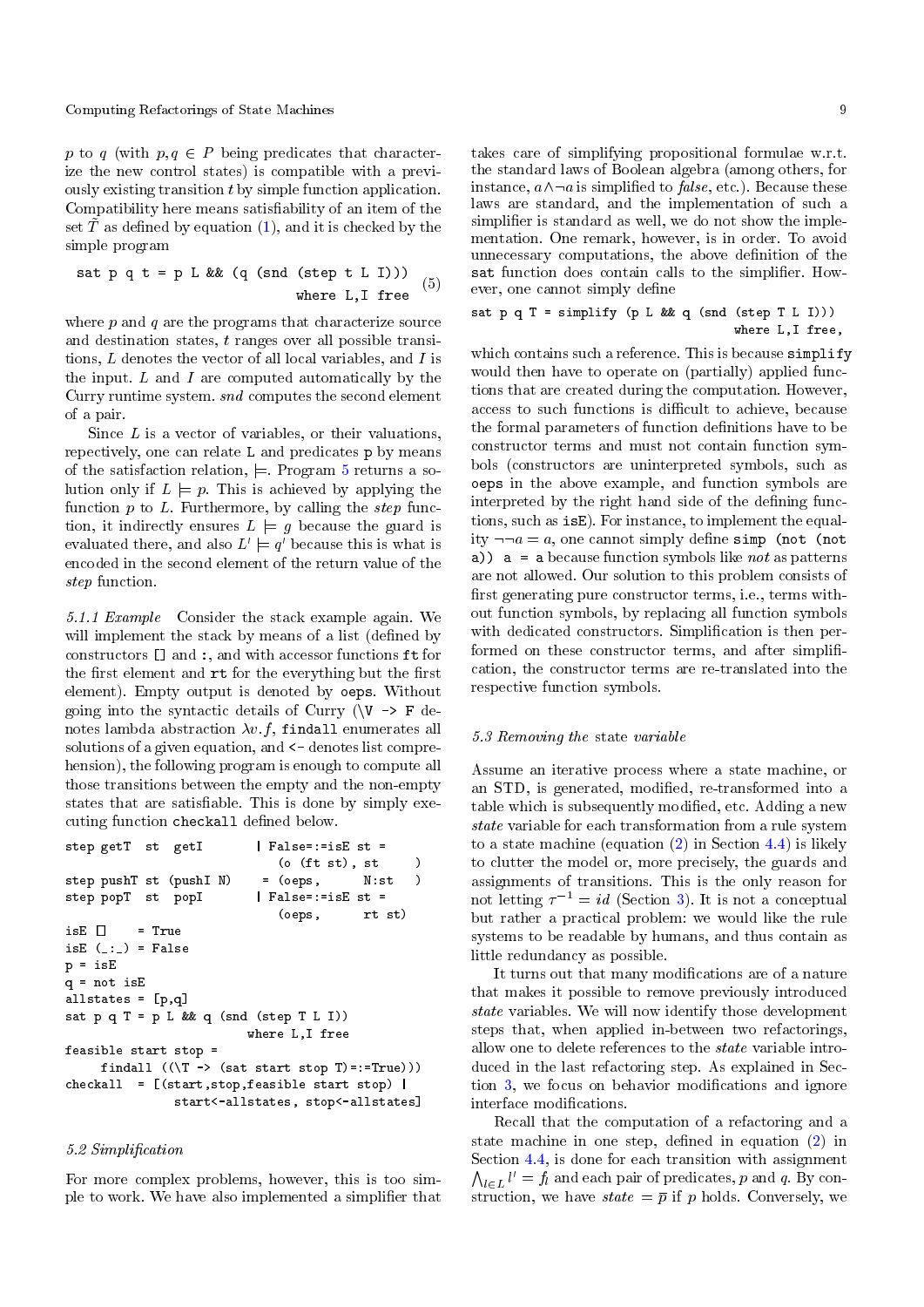$p$ to $q$ (with $p, q \in P$ being predicates that characterize the new control states) is compatible with a previously existing transition $t$ by simple function application. Compatibility here means satisfiability of an item of the set $\tilde{T}$ as defined by equation (1), and it is checked by the simple program

```
sat p q t = p L && (q (snd (step t L I)))
                              where L,I free       (5)
```

where $p$ and $q$ are the programs that characterize source and destination states, $t$ ranges over all possible transitions, $L$ denotes the vector of all local variables, and $I$ is the input. $L$ and $I$ are computed automatically by the Curry runtime system. *snd* computes the second element of a pair.

Since $L$ is a vector of variables, or their valuations, repectively, one can relate L and predicates p by means of the satisfaction relation, $\models$. Program 5 returns a solution only if $L \models p$. This is achieved by applying the function $p$ to $L$. Furthermore, by calling the *step* function, it indirectly ensures $L \models g$ because the guard is evaluated there, and also $L' \models q'$ because this is what is encoded in the second element of the return value of the *step* function.

*5.1.1 Example* Consider the stack example again. We will implement the stack by means of a list (defined by constructors [] and :, and with accessor functions ft for the first element and rt for the everything but the first element). Empty output is denoted by oeps. Without going into the syntactic details of Curry (\V -> F denotes lambda abstraction $\lambda v.f$, findall enumerates all solutions of a given equation, and <- denotes list comprehension), the following program is enough to compute all those transitions between the empty and the non-empty states that are satisfiable. This is done by simply executing function checkall defined below.

```
step getT  st  getI       | False=:=isE st =
                              (o (ft st), st     )
step pushT st (pushI N)    = (oeps,      N:st   )
step popT  st  popI       | False=:=isE st =
                              (oeps,      rt st)
isE []    = True
isE (_:_) = False
p = isE
q = not isE
allstates = [p,q]
sat p q T = p L && q (snd (step T L I))
                        where L,I free
feasible start stop =
     findall ((\T -> (sat start stop T)=:=True)))
checkall  = [(start,stop,feasible start stop) |
               start<-allstates, stop<-allstates]
```

#### 5.2 Simplification

For more complex problems, however, this is too simple to work. We have also implemented a simplifier that takes care of simplifying propositional formulae w.r.t. the standard laws of Boolean algebra (among others, for instance, $a \wedge \neg a$ is simplified to *false*, etc.). Because these laws are standard, and the implementation of such a simplifier is standard as well, we do not show the implementation. One remark, however, is in order. To avoid unnecessary computations, the above definition of the sat function does contain calls to the simplifier. However, one cannot simply define

```
sat p q T = simplify (p L && q (snd (step T L I)))
                                    where L,I free,
```

which contains such a reference. This is because simplify would then have to operate on (partially) applied functions that are created during the computation. However, access to such functions is difficult to achieve, because the formal parameters of function definitions have to be constructor terms and must not contain function symbols (constructors are uninterpreted symbols, such as oeps in the above example, and function symbols are interpreted by the right hand side of the defining functions, such as isE). For instance, to implement the equality $\neg\neg a = a$, one cannot simply define simp (not (not a)) a = a because function symbols like *not* as patterns are not allowed. Our solution to this problem consists of first generating pure constructor terms, i.e., terms without function symbols, by replacing all function symbols with dedicated constructors. Simplification is then performed on these constructor terms, and after simplification, the constructor terms are re-translated into the respective function symbols.

#### 5.3 Removing the *state* variable

Assume an iterative process where a state machine, or an STD, is generated, modified, re-transformed into a table which is subsequently modified, etc. Adding a new *state* variable for each transformation from a rule system to a state machine (equation (2) in Section 4.4) is likely to clutter the model or, more precisely, the guards and assignments of transitions. This is the only reason for not letting $\tau^{-1} = id$ (Section 3). It is not a conceptual but rather a practical problem: we would like the rule systems to be readable by humans, and thus contain as little redundancy as possible.

It turns out that many modifications are of a nature that makes it possible to remove previously introduced *state* variables. We will now identify those development steps that, when applied in-between two refactorings, allow one to delete references to the *state* variable introduced in the last refactoring step. As explained in Section 3, we focus on behavior modifications and ignore interface modifications.

Recall that the computation of a refactoring and a state machine in one step, defined in equation (2) in Section 4.4, is done for each transition with assignment $\bigwedge_{l \in L} l' = f_l$ and each pair of predicates, $p$ and $q$. By construction, we have $state = \overline{p}$ if $p$ holds. Conversely, we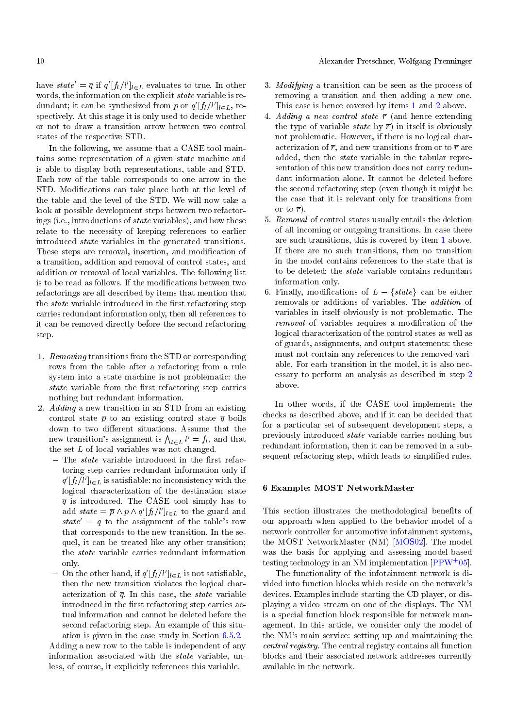have $state' = \overline{q}$ if $q'[f_l/l']_{l \in L}$ evaluates to true. In other words, the information on the explicit *state* variable is redundant; it can be synthesized from $p$ or $q'[f_l/l']_{l \in L}$, respectively. At this stage it is only used to decide whether or not to draw a transition arrow between two control states of the respective STD.

In the following, we assume that a CASE tool maintains some representation of a given state machine and is able to display both representations, table and STD. Each row of the table corresponds to one arrow in the STD. Modifications can take place both at the level of the table and the level of the STD. We will now take a look at possible development steps between two refactorings (i.e., introductions of *state* variables), and how these relate to the necessity of keeping references to earlier introduced *state* variables in the generated transitions. These steps are removal, insertion, and modification of a transition, addition and removal of control states, and addition or removal of local variables. The following list is to be read as follows. If the modifications between two refactorings are all described by items that mention that the *state* variable introduced in the first refactoring step carries redundant information only, then all references to it can be removed directly before the second refactoring step.

1. *Removing* transitions from the STD or corresponding rows from the table after a refactoring from a rule system into a state machine is not problematic: the *state* variable from the first refactoring step carries nothing but redundant information.
2. *Adding* a new transition in an STD from an existing control state $\overline{p}$ to an existing control state $\overline{q}$ boils down to two different situations. Assume that the new transition's assignment is $\bigwedge_{l \in L} l' = f_l$, and that the set $L$ of local variables was not changed.
   - The *state* variable introduced in the first refactoring step carries redundant information only if $q'[f_l/l']_{l \in L}$ is satisfiable: no inconsistency with the logical characterization of the destination state $\overline{q}$ is introduced. The CASE tool simply has to add $state = \overline{p} \wedge p \wedge q'[f_l/l']_{l \in L}$ to the guard and $state' = \overline{q}$ to the assignment of the table's row that corresponds to the new transition. In the sequel, it can be treated like any other transition; the *state* variable carries redundant information only.
   - On the other hand, if $q'[f_l/l']_{l \in L}$ is not satisfiable, then the new transition violates the logical characterization of $\overline{q}$. In this case, the *state* variable introduced in the first refactoring step carries actual information and cannot be deleted before the second refactoring step. An example of this situation is given in the case study in Section 6.5.2.

   Adding a new row to the table is independent of any information associated with the *state* variable, unless, of course, it explicitly references this variable.
3. *Modifying* a transition can be seen as the process of removing a transition and then adding a new one. This case is hence covered by items 1 and 2 above.
4. *Adding a new control state* $\overline{r}$ (and hence extending the type of variable *state* by $\overline{r}$) in itself is obviously not problematic. However, if there is no logical characterization of $\overline{r}$, and new transitions from or to $\overline{r}$ are added, then the *state* variable in the tabular representation of this new transition does not carry redundant information alone. It cannot be deleted before the second refactoring step (even though it might be the case that it is relevant only for transitions from or to $\overline{r}$).
5. *Removal* of control states usually entails the deletion of all incoming or outgoing transitions. In case there are such transitions, this is covered by item 1 above. If there are no such transitions, then no transition in the model contains references to the state that is to be deleted: the *state* variable contains redundant information only.
6. Finally, modifications of $L - \{state\}$ can be either removals or additions of variables. The *addition* of variables in itself obviously is not problematic. The *removal* of variables requires a modification of the logical characterization of the control states as well as of guards, assignments, and output statements: these must not contain any references to the removed variable. For each transition in the model, it is also necessary to perform an analysis as described in step 2 above.

In other words, if the CASE tool implements the checks as described above, and if it can be decided that for a particular set of subsequent development steps, a previously introduced *state* variable carries nothing but redundant information, then it can be removed in a subsequent refactoring step, which leads to simplified rules.

## 6 Example: MOST NetworkMaster

This section illustrates the methodological benefits of our approach when applied to the behavior model of a network controller for automotive infotainment systems, the MOST NetworkMaster (NM) [MOS02]. The model was the basis for applying and assessing model-based testing technology in an NM implementation [PPW+05].

The functionality of the infotainment network is divided into function blocks which reside on the network's devices. Examples include starting the CD player, or displaying a video stream on one of the displays. The NM is a special function block responsible for network management. In this article, we consider only the model of the NM's main service: setting up and maintaining the *central registry*. The central registry contains all function blocks and their associated network addresses currently available in the network.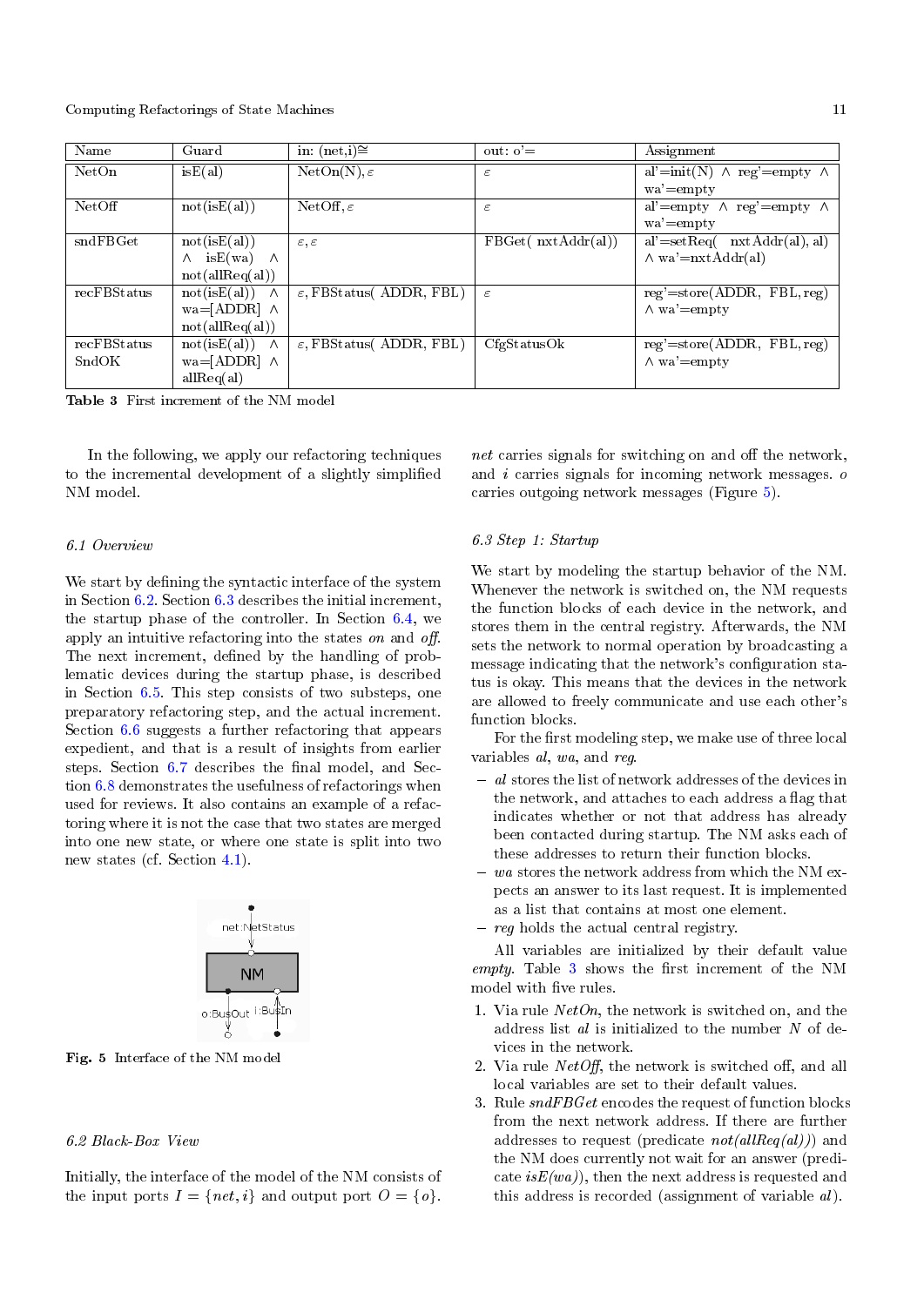| Name | Guard | in: (net,i)≅ | out: o'= | Assignment |
|---|---|---|---|---|
| NetOn | isE(al) | NetOn(N), $\varepsilon$ | $\varepsilon$ | al'=init(N) ∧ reg'=empty ∧ wa'=empty |
| NetOff | not(isE(al)) | NetOff, $\varepsilon$ | $\varepsilon$ | al'=empty ∧ reg'=empty ∧ wa'=empty |
| sndFBGet | not(isE(al)) ∧ isE(wa) ∧ not(allReq(al)) | $\varepsilon$, $\varepsilon$ | FBGet( nxtAddr(al)) | al'=setReq( nxtAddr(al), al) ∧ wa'=nxtAddr(al) |
| recFBStatus | not(isE(al)) ∧ wa=[ADDR] ∧ not(allReq(al)) | $\varepsilon$, FBStatus( ADDR, FBL) | $\varepsilon$ | reg'=store(ADDR, FBL, reg) ∧ wa'=empty |
| recFBStatus SndOK | not(isE(al)) ∧ wa=[ADDR] ∧ allReq(al) | $\varepsilon$, FBStatus( ADDR, FBL) | CfgStatusOk | reg'=store(ADDR, FBL, reg) ∧ wa'=empty |

**Table 3** First increment of the NM model

In the following, we apply our refactoring techniques to the incremental development of a slightly simplified NM model.

### 6.1 Overview

We start by defining the syntactic interface of the system in Section 6.2. Section 6.3 describes the initial increment, the startup phase of the controller. In Section 6.4, we apply an intuitive refactoring into the states *on* and *off*. The next increment, defined by the handling of problematic devices during the startup phase, is described in Section 6.5. This step consists of two substeps, one preparatory refactoring step, and the actual increment. Section 6.6 suggests a further refactoring that appears expedient, and that is a result of insights from earlier steps. Section 6.7 describes the final model, and Section 6.8 demonstrates the usefulness of refactorings when used for reviews. It also contains an example of a refactoring where it is not the case that two states are merged into one new state, or where one state is split into two new states (cf. Section 4.1).

**Fig. 5** Interface of the NM model

### 6.2 Black-Box View

Initially, the interface of the model of the NM consists of the input ports $I = \{net, i\}$ and output port $O = \{o\}$. *net* carries signals for switching on and off the network, and *i* carries signals for incoming network messages. *o* carries outgoing network messages (Figure 5).

### 6.3 Step 1: Startup

We start by modeling the startup behavior of the NM. Whenever the network is switched on, the NM requests the function blocks of each device in the network, and stores them in the central registry. Afterwards, the NM sets the network to normal operation by broadcasting a message indicating that the network's configuration status is okay. This means that the devices in the network are allowed to freely communicate and use each other's function blocks.

For the first modeling step, we make use of three local variables *al*, *wa*, and *reg*.

- *al* stores the list of network addresses of the devices in the network, and attaches to each address a flag that indicates whether or not that address has already been contacted during startup. The NM asks each of these addresses to return their function blocks.
- *wa* stores the network address from which the NM expects an answer to its last request. It is implemented as a list that contains at most one element.
- *reg* holds the actual central registry.

All variables are initialized by their default value *empty*. Table 3 shows the first increment of the NM model with five rules.

1. Via rule *NetOn*, the network is switched on, and the address list *al* is initialized to the number *N* of devices in the network.
2. Via rule *NetOff*, the network is switched off, and all local variables are set to their default values.
3. Rule *sndFBGet* encodes the request of function blocks from the next network address. If there are further addresses to request (predicate *not(allReq(al))*) and the NM does currently not wait for an answer (predicate *isE(wa)*), then the next address is requested and this address is recorded (assignment of variable *al*).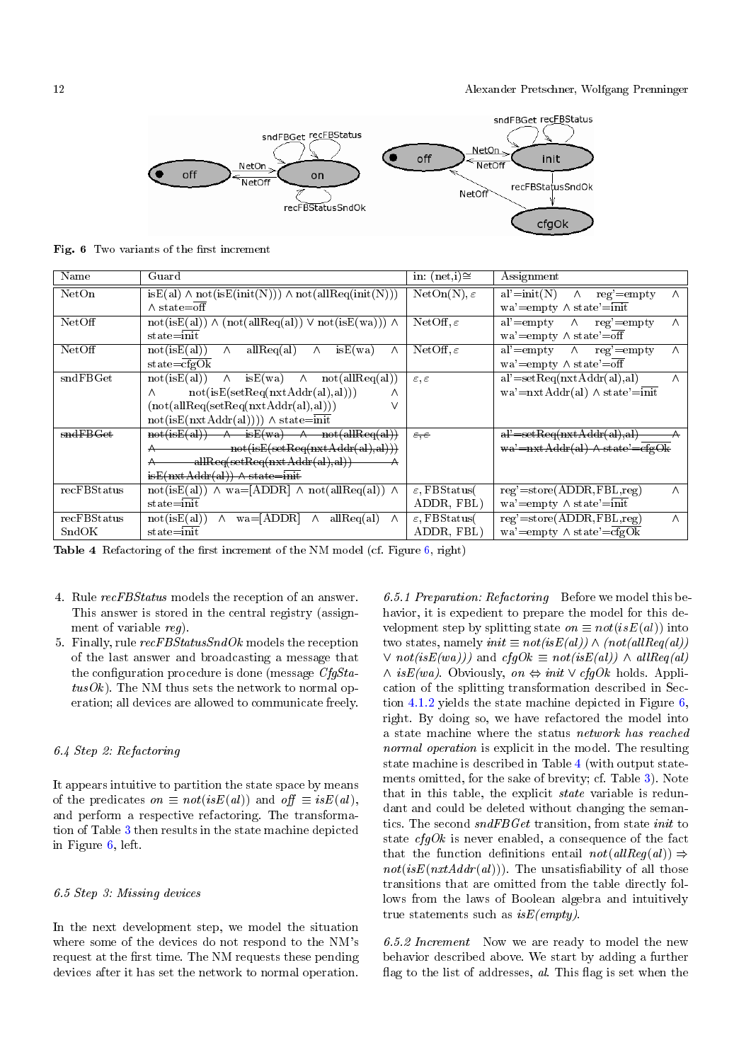**Fig. 6** Two variants of the first increment

| Name | Guard | in: (net,i)≅ | Assignment |
|---|---|---|---|
| NetOn | isE(al) ∧ not(isE(init(N))) ∧ not(allReq(init(N))) ∧ state=$\overline{\text{off}}$ | NetOn(N), $\varepsilon$ | al'=init(N) ∧ reg'=empty ∧ wa'=empty ∧ state'=$\overline{\text{init}}$ |
| NetOff | not(isE(al)) ∧ (not(allReq(al)) ∨ not(isE(wa))) ∧ state=$\overline{\text{init}}$ | NetOff, $\varepsilon$ | al'=empty ∧ reg'=empty ∧ wa'=empty ∧ state'=$\overline{\text{off}}$ |
| NetOff | not(isE(al)) ∧ allReq(al) ∧ isE(wa) ∧ state=$\overline{\text{cfgOk}}$ | NetOff, $\varepsilon$ | al'=empty ∧ reg'=empty ∧ wa'=empty ∧ state'=$\overline{\text{off}}$ |
| sndFBGet | not(isE(al)) ∧ isE(wa) ∧ not(allReq(al)) ∧ not(isE(setReq(nxtAddr(al),al))) ∧ (not(allReq(setReq(nxtAddr(al),al))) ∨ not(isE(nxtAddr(al)))) ∧ state=$\overline{\text{init}}$ | $\varepsilon$, $\varepsilon$ | al'=setReq(nxtAddr(al),al) ∧ wa'=nxtAddr(al) ∧ state'=$\overline{\text{init}}$ |
| ~~sndFBGet~~ | ~~not(isE(al)) ∧ isE(wa) ∧ not(allReq(al)) ∧ not(isE(setReq(nxtAddr(al),al))) ∧ allReq(setReq(nxtAddr(al),al)) ∧ isE(nxtAddr(al)) ∧ state=init~~ | ~~$\varepsilon$, $\varepsilon$~~ | ~~al'=setReq(nxtAddr(al),al) ∧ wa'=nxtAddr(al) ∧ state'=cfgOk~~ |
| recFBStatus | not(isE(al)) ∧ wa=[ADDR] ∧ not(allReq(al)) ∧ state=$\overline{\text{init}}$ | $\varepsilon$, FBStatus( ADDR, FBL) | reg'=store(ADDR,FBL,reg) ∧ wa'=empty ∧ state'=$\overline{\text{init}}$ |
| recFBStatus SndOK | not(isE(al)) ∧ wa=[ADDR] ∧ allReq(al) ∧ state=$\overline{\text{init}}$ | $\varepsilon$, FBStatus( ADDR, FBL) | reg'=store(ADDR,FBL,reg) ∧ wa'=empty ∧ state'=$\overline{\text{cfgOk}}$ |

**Table 4** Refactoring of the first increment of the NM model (cf. Figure 6, right)

4. Rule *recFBStatus* models the reception of an answer. This answer is stored in the central registry (assignment of variable *reg*).
5. Finally, rule *recFBStatusSndOk* models the reception of the last answer and broadcasting a message that the configuration procedure is done (message *CfgStatusOk*). The NM thus sets the network to normal operation; all devices are allowed to communicate freely.

### 6.4 Step 2: Refactoring

It appears intuitive to partition the state space by means of the predicates $on \equiv not(isE(al))$ and $off \equiv isE(al)$, and perform a respective refactoring. The transformation of Table 3 then results in the state machine depicted in Figure 6, left.

### 6.5 Step 3: Missing devices

In the next development step, we model the situation where some of the devices do not respond to the NM's request at the first time. The NM requests these pending devices after it has set the network to normal operation.

*6.5.1 Preparation: Refactoring* Before we model this behavior, it is expedient to prepare the model for this development step by splitting state $on \equiv not(isE(al))$ into two states, namely $init \equiv not(isE(al)) \wedge (not(allReq(al)) \vee not(isE(wa)))$ and $cfgOk \equiv not(isE(al)) \wedge allReq(al) \wedge isE(wa)$. Obviously, $on \Leftrightarrow init \vee cfgOk$ holds. Application of the splitting transformation described in Section 4.1.2 yields the state machine depicted in Figure 6, right. By doing so, we have refactored the model into a state machine where the status *network has reached normal operation* is explicit in the model. The resulting state machine is described in Table 4 (with output statements omitted, for the sake of brevity; cf. Table 3). Note that in this table, the explicit *state* variable is redundant and could be deleted without changing the semantics. The second *sndFBGet* transition, from state *init* to state *cfgOk* is never enabled, a consequence of the fact that the function definitions entail $not(allReg(al)) \Rightarrow not(isE(nxtAddr(al)))$. The unsatisfiability of all those transitions that are omitted from the table directly follows from the laws of Boolean algebra and intuitively true statements such as *isE(empty)*.

*6.5.2 Increment* Now we are ready to model the new behavior described above. We start by adding a further flag to the list of addresses, *al*. This flag is set when the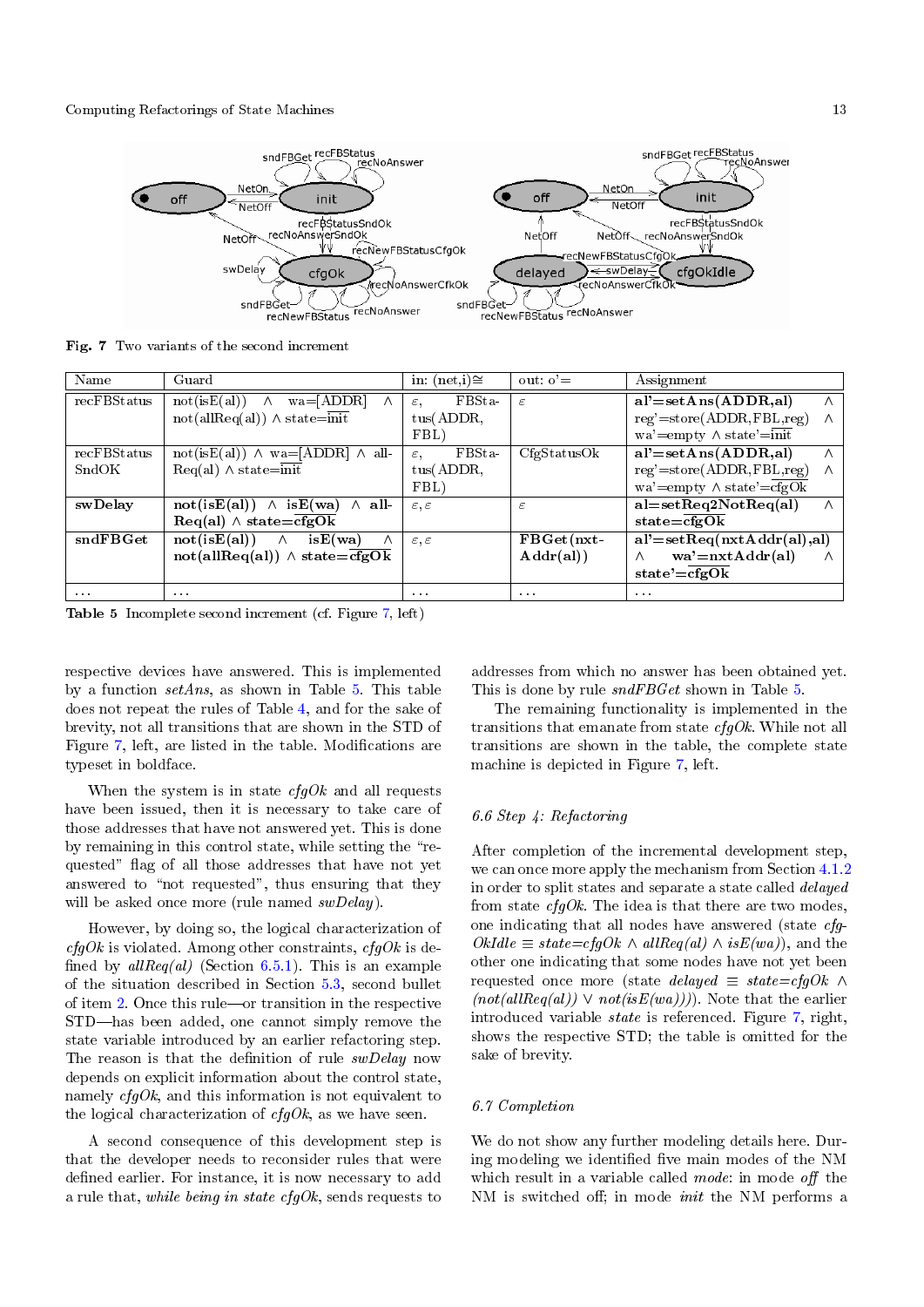**Fig. 7** Two variants of the second increment

| Name | Guard | in: (net,i)≅ | out: o'= | Assignment |
|---|---|---|---|---|
| recFBStatus | not(isE(al)) ∧ wa=[ADDR] ∧ not(allReq(al)) ∧ state=$\overline{\text{init}}$ | ε, FBStatus(ADDR, FBL) | ε | **al'=setAns(ADDR,al)** ∧ reg'=store(ADDR,FBL,reg) ∧ wa'=empty ∧ state'=$\overline{\text{init}}$ |
| recFBStatus SndOK | not(isE(al)) ∧ wa=[ADDR] ∧ allReq(al) ∧ state=$\overline{\text{init}}$ | ε, FBStatus(ADDR, FBL) | CfgStatusOk | **al'=setAns(ADDR,al)** ∧ reg'=store(ADDR,FBL,reg) ∧ wa'=empty ∧ state'=$\overline{\text{cfgOk}}$ |
| **swDelay** | **not(isE(al)) ∧ isE(wa) ∧ allReq(al) ∧ state=$\overline{\text{cfgOk}}$** | ε, ε | ε | **al=setReq2NotReq(al)** ∧ **state=$\overline{\text{cfgOk}}$** |
| **sndFBGet** | **not(isE(al)) ∧ isE(wa) ∧ not(allReq(al)) ∧ state=$\overline{\text{cfgOk}}$** | ε, ε | **FBGet(nxtAddr(al))** | **al'=setReq(nxtAddr(al),al)** ∧ **wa'=nxtAddr(al)** ∧ **state'=$\overline{\text{cfgOk}}$** |
| ... | ... | ... | ... | ... |

**Table 5** Incomplete second increment (cf. Figure 7, left)

respective devices have answered. This is implemented by a function *setAns*, as shown in Table 5. This table does not repeat the rules of Table 4, and for the sake of brevity, not all transitions that are shown in the STD of Figure 7, left, are listed in the table. Modifications are typeset in boldface.

When the system is in state *cfgOk* and all requests have been issued, then it is necessary to take care of those addresses that have not answered yet. This is done by remaining in this control state, while setting the "requested" flag of all those addresses that have not yet answered to "not requested", thus ensuring that they will be asked once more (rule named *swDelay*).

However, by doing so, the logical characterization of *cfgOk* is violated. Among other constraints, *cfgOk* is defined by *allReq(al)* (Section 6.5.1). This is an example of the situation described in Section 5.3, second bullet of item 2. Once this rule—or transition in the respective STD—has been added, one cannot simply remove the state variable introduced by an earlier refactoring step. The reason is that the definition of rule *swDelay* now depends on explicit information about the control state, namely *cfgOk*, and this information is not equivalent to the logical characterization of *cfgOk*, as we have seen.

A second consequence of this development step is that the developer needs to reconsider rules that were defined earlier. For instance, it is now necessary to add a rule that, *while being in state cfgOk*, sends requests to addresses from which no answer has been obtained yet. This is done by rule *sndFBGet* shown in Table 5.

The remaining functionality is implemented in the transitions that emanate from state *cfgOk*. While not all transitions are shown in the table, the complete state machine is depicted in Figure 7, left.

### 6.6 Step 4: Refactoring

After completion of the incremental development step, we can once more apply the mechanism from Section 4.1.2 in order to split states and separate a state called *delayed* from state *cfgOk*. The idea is that there are two modes, one indicating that all nodes have answered (state *cfgOkIdle* ≡ *state=cfgOk* ∧ *allReq(al)* ∧ *isE(wa)*), and the other one indicating that some nodes have not yet been requested once more (state *delayed* ≡ *state=cfgOk* ∧ *(not(allReq(al))* ∨ *not(isE(wa)))*). Note that the earlier introduced variable *state* is referenced. Figure 7, right, shows the respective STD; the table is omitted for the sake of brevity.

### 6.7 Completion

We do not show any further modeling details here. During modeling we identified five main modes of the NM which result in a variable called *mode*: in mode *off* the NM is switched off; in mode *init* the NM performs a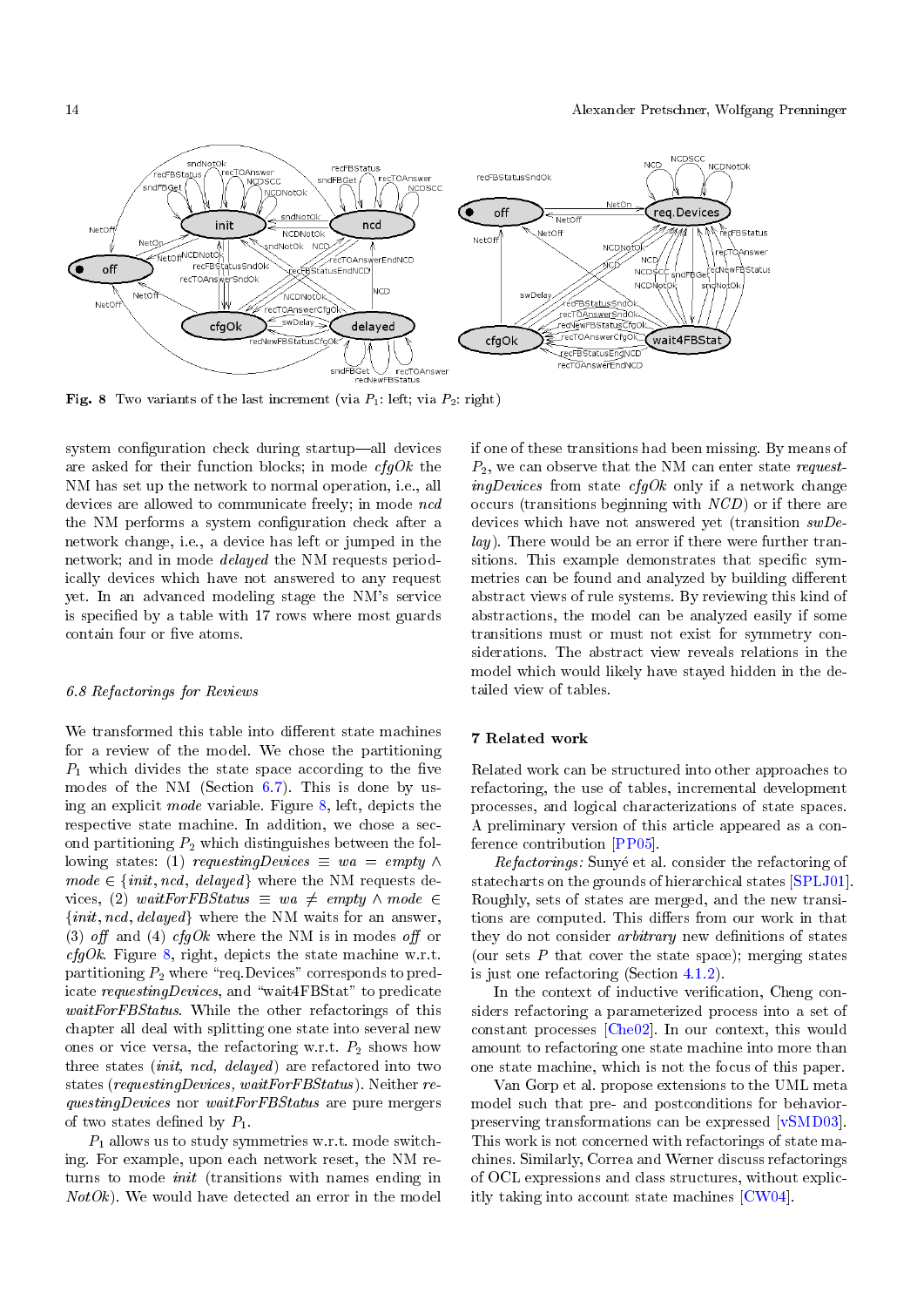**Fig. 8** Two variants of the last increment (via $P_1$: left; via $P_2$: right)

system configuration check during startup—all devices are asked for their function blocks; in mode *cfgOk* the NM has set up the network to normal operation, i.e., all devices are allowed to communicate freely; in mode *ncd* the NM performs a system configuration check after a network change, i.e., a device has left or jumped in the network; and in mode *delayed* the NM requests periodically devices which have not answered to any request yet. In an advanced modeling stage the NM's service is specified by a table with 17 rows where most guards contain four or five atoms.

### 6.8 Refactorings for Reviews

We transformed this table into different state machines for a review of the model. We chose the partitioning $P_1$ which divides the state space according to the five modes of the NM (Section 6.7). This is done by using an explicit *mode* variable. Figure 8, left, depicts the respective state machine. In addition, we chose a second partitioning $P_2$ which distinguishes between the following states: (1) $requestingDevices \equiv wa = empty \wedge mode \in \{init, ncd, delayed\}$ where the NM requests devices, (2) $waitForFBStatus \equiv wa \neq empty \wedge mode \in \{init, ncd, delayed\}$ where the NM waits for an answer, (3) *off* and (4) *cfgOk* where the NM is in modes *off* or *cfgOk*. Figure 8, right, depicts the state machine w.r.t. partitioning $P_2$ where "req.Devices" corresponds to predicate *requestingDevices*, and "wait4FBStat" to predicate *waitForFBStatus*. While the other refactorings of this chapter all deal with splitting one state into several new ones or vice versa, the refactoring w.r.t. $P_2$ shows how three states (*init, ncd, delayed*) are refactored into two states (*requestingDevices, waitForFBStatus*). Neither *requestingDevices* nor *waitForFBStatus* are pure mergers of two states defined by $P_1$.

$P_1$ allows us to study symmetries w.r.t. mode switching. For example, upon each network reset, the NM returns to mode *init* (transitions with names ending in *NotOk*). We would have detected an error in the model if one of these transitions had been missing. By means of $P_2$, we can observe that the NM can enter state *requestingDevices* from state *cfgOk* only if a network change occurs (transitions beginning with *NCD*) or if there are devices which have not answered yet (transition *swDelay*). There would be an error if there were further transitions. This example demonstrates that specific symmetries can be found and analyzed by building different abstract views of rule systems. By reviewing this kind of abstractions, the model can be analyzed easily if some transitions must or must not exist for symmetry considerations. The abstract view reveals relations in the model which would likely have stayed hidden in the detailed view of tables.

## 7 Related work

Related work can be structured into other approaches to refactoring, the use of tables, incremental development processes, and logical characterizations of state spaces. A preliminary version of this article appeared as a conference contribution [PP05].

*Refactorings:* Sunyé et al. consider the refactoring of statecharts on the grounds of hierarchical states [SPLJ01]. Roughly, sets of states are merged, and the new transitions are computed. This differs from our work in that they do not consider *arbitrary* new definitions of states (our sets $P$ that cover the state space); merging states is just one refactoring (Section 4.1.2).

In the context of inductive verification, Cheng considers refactoring a parameterized process into a set of constant processes [Che02]. In our context, this would amount to refactoring one state machine into more than one state machine, which is not the focus of this paper.

Van Gorp et al. propose extensions to the UML meta model such that pre- and postconditions for behavior-preserving transformations can be expressed [vSMD03]. This work is not concerned with refactorings of state machines. Similarly, Correa and Werner discuss refactorings of OCL expressions and class structures, without explicitly taking into account state machines [CW04].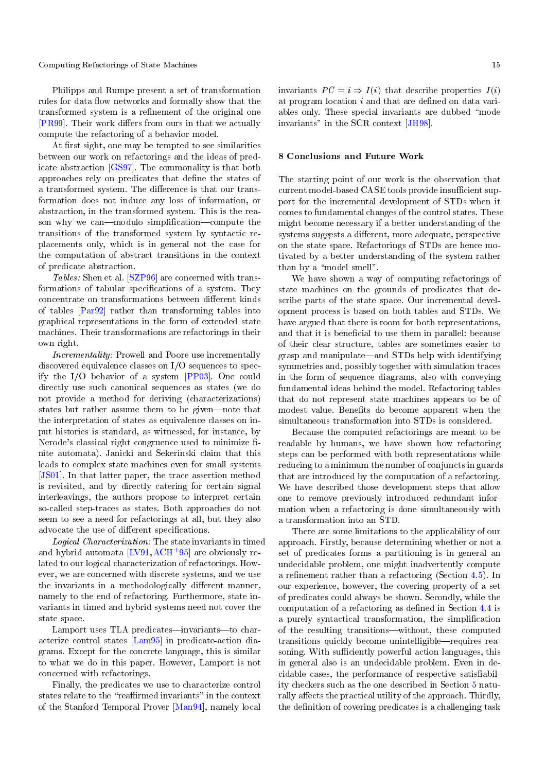Philipps and Rumpe present a set of transformation rules for data flow networks and formally show that the transformed system is a refinement of the original one [PR99]. Their work differs from ours in that we actually compute the refactoring of a behavior model.

At first sight, one may be tempted to see similarities between our work on refactorings and the ideas of predicate abstraction [GS97]. The commonality is that both approaches rely on predicates that define the states of a transformed system. The difference is that our transformation does not induce any loss of information, or abstraction, in the transformed system. This is the reason why we can—modulo simplification—compute the transitions of the transformed system by syntactic replacements only, which is in general not the case for the computation of abstract transitions in the context of predicate abstraction.

*Tables:* Shen et al. [SZP96] are concerned with transformations of tabular specifications of a system. They concentrate on transformations between different kinds of tables [Par92] rather than transforming tables into graphical representations in the form of extended state machines. Their transformations are refactorings in their own right.

*Incrementality:* Prowell and Poore use incrementally discovered equivalence classes on I/O sequences to specify the I/O behavior of a system [PP03]. One could directly use such canonical sequences as states (we do not provide a method for deriving (characterizations) states but rather assume them to be given—note that the interpretation of states as equivalence classes on input histories is standard, as witnessed, for instance, by Nerode's classical right congruence used to minimize finite automata). Janicki and Sekerinski claim that this leads to complex state machines even for small systems [JS01]. In that latter paper, the trace assertion method is revisited, and by directly catering for certain signal interleavings, the authors propose to interpret certain so-called step-traces as states. Both approaches do not seem to see a need for refactorings at all, but they also advocate the use of different specifications.

*Logical Characterization:* The state invariants in timed and hybrid automata [LV91, ACH+95] are obviously related to our logical characterization of refactorings. However, we are concerned with discrete systems, and we use the invariants in a methodologically different manner, namely to the end of refactoring. Furthermore, state invariants in timed and hybrid systems need not cover the state space.

Lamport uses TLA predicates—invariants—to characterize control states [Lam95] in predicate-action diagrams. Except for the concrete language, this is similar to what we do in this paper. However, Lamport is not concerned with refactorings.

Finally, the predicates we use to characterize control states relate to the "reaffirmed invariants" in the context of the Stanford Temporal Prover [Man94], namely local invariants $PC = i \Rightarrow I(i)$ that describe properties $I(i)$ at program location $i$ and that are defined on data variables only. These special invariants are dubbed "mode invariants" in the SCR context [JH98].

## 8 Conclusions and Future Work

The starting point of our work is the observation that current model-based CASE tools provide insufficient support for the incremental development of STDs when it comes to fundamental changes of the control states. These might become necessary if a better understanding of the systems suggests a different, more adequate, perspective on the state space. Refactorings of STDs are hence motivated by a better understanding of the system rather than by a "model smell".

We have shown a way of computing refactorings of state machines on the grounds of predicates that describe parts of the state space. Our incremental development process is based on both tables and STDs. We have argued that there is room for both representations, and that it is beneficial to use them in parallel: because of their clear structure, tables are sometimes easier to grasp and manipulate—and STDs help with identifying symmetries and, possibly together with simulation traces in the form of sequence diagrams, also with conveying fundamental ideas behind the model. Refactoring tables that do not represent state machines appears to be of modest value. Benefits do become apparent when the simultaneous transformation into STDs is considered.

Because the computed refactorings are meant to be readable by humans, we have shown how refactoring steps can be performed with both representations while reducing to a minimum the number of conjuncts in guards that are introduced by the computation of a refactoring. We have described those development steps that allow one to remove previously introduced redundant information when a refactoring is done simultaneously with a transformation into an STD.

There are some limitations to the applicability of our approach. Firstly, because determining whether or not a set of predicates forms a partitioning is in general an undecidable problem, one might inadvertently compute a refinement rather than a refactoring (Section 4.5). In our experience, however, the covering property of a set of predicates could always be shown. Secondly, while the computation of a refactoring as defined in Section 4.4 is a purely syntactical transformation, the simplification of the resulting transitions—without, these computed transitions quickly become unintelligible—requires reasoning. With sufficiently powerful action languages, this in general also is an undecidable problem. Even in decidable cases, the performance of respective satisfiability checkers such as the one described in Section 5 naturally affects the practical utility of the approach. Thirdly, the definition of covering predicates is a challenging task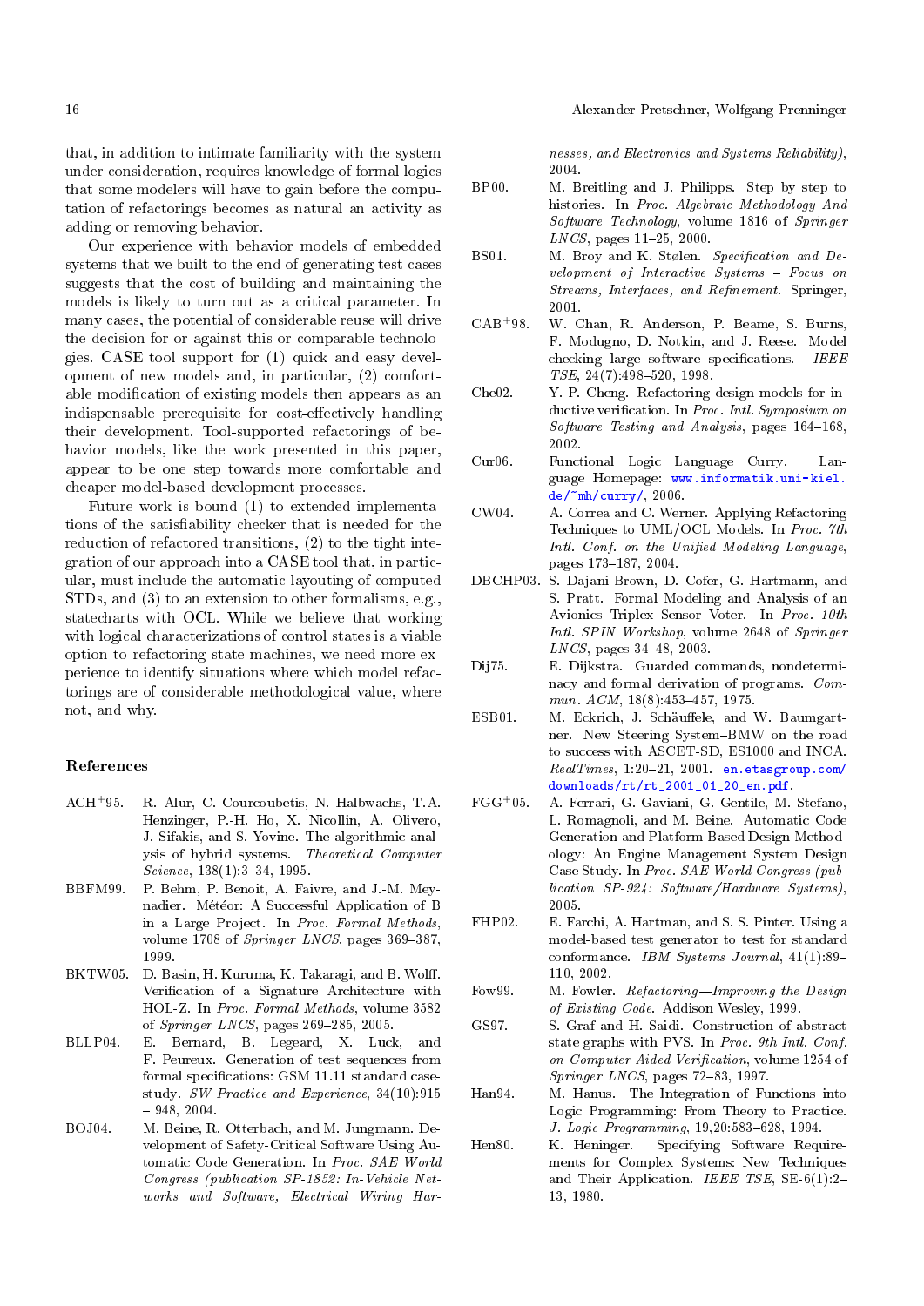that, in addition to intimate familiarity with the system under consideration, requires knowledge of formal logics that some modelers will have to gain before the computation of refactorings becomes as natural an activity as adding or removing behavior.

Our experience with behavior models of embedded systems that we built to the end of generating test cases suggests that the cost of building and maintaining the models is likely to turn out as a critical parameter. In many cases, the potential of considerable reuse will drive the decision for or against this or comparable technologies. CASE tool support for (1) quick and easy development of new models and, in particular, (2) comfortable modification of existing models then appears as an indispensable prerequisite for cost-effectively handling their development. Tool-supported refactorings of behavior models, like the work presented in this paper, appear to be one step towards more comfortable and cheaper model-based development processes.

Future work is bound (1) to extended implementations of the satisfiability checker that is needed for the reduction of refactored transitions, (2) to the tight integration of our approach into a CASE tool that, in particular, must include the automatic layouting of computed STDs, and (3) to an extension to other formalisms, e.g., statecharts with OCL. While we believe that working with logical characterizations of control states is a viable option to refactoring state machines, we need more experience to identify situations where which model refactorings are of considerable methodological value, where not, and why.

## References

- ACH+95. R. Alur, C. Courcoubetis, N. Halbwachs, T.A. Henzinger, P.-H. Ho, X. Nicollin, A. Olivero, J. Sifakis, and S. Yovine. The algorithmic analysis of hybrid systems. *Theoretical Computer Science*, 138(1):3–34, 1995.
- BBFM99. P. Behm, P. Benoit, A. Faivre, and J.-M. Meynadier. Météor: A Successful Application of B in a Large Project. In *Proc. Formal Methods*, volume 1708 of *Springer LNCS*, pages 369–387, 1999.
- BKTW05. D. Basin, H. Kuruma, K. Takaragi, and B. Wolff. Verification of a Signature Architecture with HOL-Z. In *Proc. Formal Methods*, volume 3582 of *Springer LNCS*, pages 269–285, 2005.
- BLLP04. E. Bernard, B. Legeard, X. Luck, and F. Peureux. Generation of test sequences from formal specifications: GSM 11.11 standard case-study. *SW Practice and Experience*, 34(10):915 – 948, 2004.
- BOJ04. M. Beine, R. Otterbach, and M. Jungmann. Development of Safety-Critical Software Using Automatic Code Generation. In *Proc. SAE World Congress (publication SP-1852: In-Vehicle Networks and Software, Electrical Wiring Harnesses, and Electronics and Systems Reliability)*, 2004.
- BP00. M. Breitling and J. Philipps. Step by step to histories. In *Proc. Algebraic Methodology And Software Technology*, volume 1816 of *Springer LNCS*, pages 11–25, 2000.
- BS01. M. Broy and K. Stølen. *Specification and Development of Interactive Systems – Focus on Streams, Interfaces, and Refinement*. Springer, 2001.
- CAB+98. W. Chan, R. Anderson, P. Beame, S. Burns, F. Modugno, D. Notkin, and J. Reese. Model checking large software specifications. *IEEE TSE*, 24(7):498–520, 1998.
- Che02. Y.-P. Cheng. Refactoring design models for inductive verification. In *Proc. Intl. Symposium on Software Testing and Analysis*, pages 164–168, 2002.
- Cur06. Functional Logic Language Curry. Language Homepage: www.informatik.uni-kiel.de/~mh/curry/, 2006.
- CW04. A. Correa and C. Werner. Applying Refactoring Techniques to UML/OCL Models. In *Proc. 7th Intl. Conf. on the Unified Modeling Language*, pages 173–187, 2004.
- DBCHP03. S. Dajani-Brown, D. Cofer, G. Hartmann, and S. Pratt. Formal Modeling and Analysis of an Avionics Triplex Sensor Voter. In *Proc. 10th Intl. SPIN Workshop*, volume 2648 of *Springer LNCS*, pages 34–48, 2003.
- Dij75. E. Dijkstra. Guarded commands, nondeterminacy and formal derivation of programs. *Commun. ACM*, 18(8):453–457, 1975.
- ESB01. M. Eckrich, J. Schäuffele, and W. Baumgartner. New Steering System–BMW on the road to success with ASCET-SD, ES1000 and INCA. *RealTimes*, 1:20–21, 2001. en.etasgroup.com/downloads/rt/rt_2001_01_20_en.pdf.
- FGG+05. A. Ferrari, G. Gaviani, G. Gentile, M. Stefano, L. Romagnoli, and M. Beine. Automatic Code Generation and Platform Based Design Methodology: An Engine Management System Design Case Study. In *Proc. SAE World Congress (publication SP-924: Software/Hardware Systems)*, 2005.
- FHP02. E. Farchi, A. Hartman, and S. S. Pinter. Using a model-based test generator to test for standard conformance. *IBM Systems Journal*, 41(1):89–110, 2002.
- Fow99. M. Fowler. *Refactoring—Improving the Design of Existing Code*. Addison Wesley, 1999.
- GS97. S. Graf and H. Saidi. Construction of abstract state graphs with PVS. In *Proc. 9th Intl. Conf. on Computer Aided Verification*, volume 1254 of *Springer LNCS*, pages 72–83, 1997.
- Han94. M. Hanus. The Integration of Functions into Logic Programming: From Theory to Practice. *J. Logic Programming*, 19,20:583–628, 1994.
- Hen80. K. Heninger. Specifying Software Requirements for Complex Systems: New Techniques and Their Application. *IEEE TSE*, SE-6(1):2–13, 1980.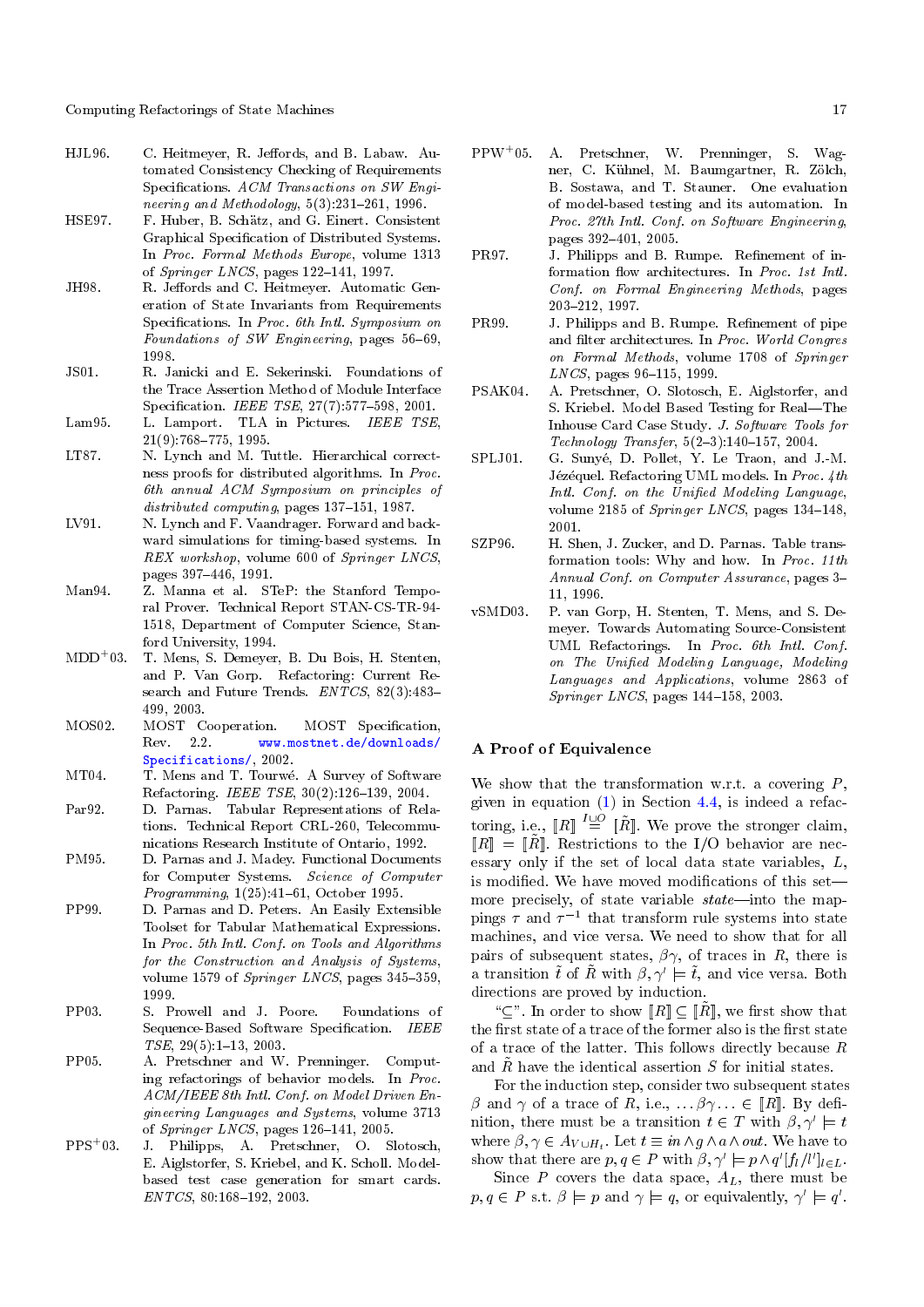HJL96. C. Heitmeyer, R. Jeffords, and B. Labaw. Automated Consistency Checking of Requirements Specifications. *ACM Transactions on SW Engineering and Methodology*, 5(3):231–261, 1996.

HSE97. F. Huber, B. Schätz, and G. Einert. Consistent Graphical Specification of Distributed Systems. In *Proc. Formal Methods Europe*, volume 1313 of *Springer LNCS*, pages 122–141, 1997.

JH98. R. Jeffords and C. Heitmeyer. Automatic Generation of State Invariants from Requirements Specifications. In *Proc. 6th Intl. Symposium on Foundations of SW Engineering*, pages 56–69, 1998.

JS01. R. Janicki and E. Sekerinski. Foundations of the Trace Assertion Method of Module Interface Specification. *IEEE TSE*, 27(7):577–598, 2001.

Lam95. L. Lamport. TLA in Pictures. *IEEE TSE*, 21(9):768–775, 1995.

LT87. N. Lynch and M. Tuttle. Hierarchical correctness proofs for distributed algorithms. In *Proc. 6th annual ACM Symposium on principles of distributed computing*, pages 137–151, 1987.

LV91. N. Lynch and F. Vaandrager. Forward and backward simulations for timing-based systems. In *REX workshop*, volume 600 of *Springer LNCS*, pages 397–446, 1991.

Man94. Z. Manna et al. STeP: the Stanford Temporal Prover. Technical Report STAN-CS-TR-94-1518, Department of Computer Science, Stanford University, 1994.

MDD+03. T. Mens, S. Demeyer, B. Du Bois, H. Stenten, and P. Van Gorp. Refactoring: Current Research and Future Trends. *ENTCS*, 82(3):483–499, 2003.

MOS02. MOST Cooperation. MOST Specification, Rev. 2.2. www.mostnet.de/downloads/Specifications/, 2002.

MT04. T. Mens and T. Tourwé. A Survey of Software Refactoring. *IEEE TSE*, 30(2):126–139, 2004.

Par92. D. Parnas. Tabular Representations of Relations. Technical Report CRL-260, Telecommunications Research Institute of Ontario, 1992.

PM95. D. Parnas and J. Madey. Functional Documents for Computer Systems. *Science of Computer Programming*, 1(25):41–61, October 1995.

PP99. D. Parnas and D. Peters. An Easily Extensible Toolset for Tabular Mathematical Expressions. In *Proc. 5th Intl. Conf. on Tools and Algorithms for the Construction and Analysis of Systems*, volume 1579 of *Springer LNCS*, pages 345–359, 1999.

PP03. S. Prowell and J. Poore. Foundations of Sequence-Based Software Specification. *IEEE TSE*, 29(5):1–13, 2003.

PP05. A. Pretschner and W. Prenninger. Computing refactorings of behavior models. In *Proc. ACM/IEEE 8th Intl. Conf. on Model Driven Engineering Languages and Systems*, volume 3713 of *Springer LNCS*, pages 126–141, 2005.

PPS+03. J. Philipps, A. Pretschner, O. Slotosch, E. Aiglstorfer, S. Kriebel, and K. Scholl. Model-based test case generation for smart cards. *ENTCS*, 80:168–192, 2003.

PPW+05. A. Pretschner, W. Prenninger, S. Wagner, C. Kühnel, M. Baumgartner, R. Zölch, B. Sostawa, and T. Stauner. One evaluation of model-based testing and its automation. In *Proc. 27th Intl. Conf. on Software Engineering*, pages 392–401, 2005.

PR97. J. Philipps and B. Rumpe. Refinement of information flow architectures. In *Proc. 1st Intl. Conf. on Formal Engineering Methods*, pages 203–212, 1997.

PR99. J. Philipps and B. Rumpe. Refinement of pipe and filter architectures. In *Proc. World Congres on Formal Methods*, volume 1708 of *Springer LNCS*, pages 96–115, 1999.

PSAK04. A. Pretschner, O. Slotosch, E. Aiglstorfer, and S. Kriebel. Model Based Testing for Real—The Inhouse Card Case Study. *J. Software Tools for Technology Transfer*, 5(2–3):140–157, 2004.

SPLJ01. G. Sunyé, D. Pollet, Y. Le Traon, and J.-M. Jézéquel. Refactoring UML models. In *Proc. 4th Intl. Conf. on the Unified Modeling Language*, volume 2185 of *Springer LNCS*, pages 134–148, 2001.

SZP96. H. Shen, J. Zucker, and D. Parnas. Table transformation tools: Why and how. In *Proc. 11th Annual Conf. on Computer Assurance*, pages 3–11, 1996.

vSMD03. P. van Gorp, H. Stenten, T. Mens, and S. Demeyer. Towards Automating Source-Consistent UML Refactorings. In *Proc. 6th Intl. Conf. on The Unified Modeling Language, Modeling Languages and Applications*, volume 2863 of *Springer LNCS*, pages 144–158, 2003.

## A Proof of Equivalence

We show that the transformation w.r.t. a covering $P$, given in equation (1) in Section 4.4, is indeed a refactoring, i.e., $[\![R]\!] \overset{I \cup O}{=} [\![\tilde{R}]\!]$. We prove the stronger claim, $[\![R]\!] = [\![\tilde{R}]\!]$. Restrictions to the I/O behavior are necessary only if the set of local data state variables, $L$, is modified. We have moved modifications of this set—more precisely, of state variable *state*—into the mappings $\tau$ and $\tau^{-1}$ that transform rule systems into state machines, and vice versa. We need to show that for all pairs of subsequent states, $\beta\gamma$, of traces in $R$, there is a transition $\tilde{t}$ of $\tilde{R}$ with $\beta, \gamma' \models \tilde{t}$, and vice versa. Both directions are proved by induction.

"$\subseteq$". In order to show $[\![R]\!] \subseteq [\![\tilde{R}]\!]$, we first show that the first state of a trace of the former also is the first state of a trace of the latter. This follows directly because $R$ and $\tilde{R}$ have the identical assertion $S$ for initial states.

For the induction step, consider two subsequent states $\beta$ and $\gamma$ of a trace of $R$, i.e., $\ldots\beta\gamma\ldots \in [\![R]\!]$. By definition, there must be a transition $t \in T$ with $\beta, \gamma' \models t$ where $\beta, \gamma \in A_{V \cup H_t}$. Let $t \equiv in \wedge g \wedge a \wedge out$. We have to show that there are $p, q \in P$ with $\beta, \gamma' \models p \wedge q'[f_l/l']_{l \in L}$.

Since $P$ covers the data space, $A_L$, there must be $p, q \in P$ s.t. $\beta \models p$ and $\gamma \models q$, or equivalently, $\gamma' \models q'$.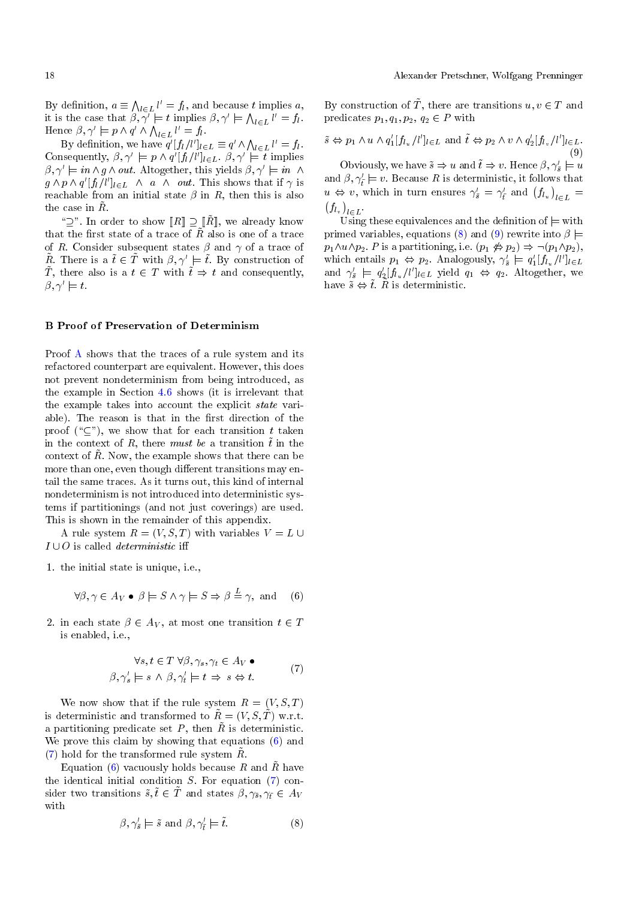By definition, $a \equiv \bigwedge_{l \in L} l' = f_l$, and because $t$ implies $a$, it is the case that $\beta, \gamma' \models t$ implies $\beta, \gamma' \models \bigwedge_{l \in L} l' = f_l$. Hence $\beta, \gamma' \models p \wedge q' \wedge \bigwedge_{l \in L} l' = f_l$.

By definition, we have $q'[f_l/l']_{l \in L} \equiv q' \wedge \bigwedge_{l \in L} l' = f_l$. Consequently, $\beta, \gamma' \models p \wedge q'[f_l/l']_{l \in L}$. $\beta, \gamma' \models t$ implies $\beta, \gamma' \models \mathit{in} \wedge g \wedge \mathit{out}$. Altogether, this yields $\beta, \gamma' \models \mathit{in} \wedge g \wedge p \wedge q'[f_l/l']_{l \in L} \wedge a \wedge \mathit{out}$. This shows that if $\gamma$ is reachable from an initial state $\beta$ in $R$, then this is also the case in $\tilde{R}$.

"$\supseteq$". In order to show $[\![R]\!] \supseteq [\![\tilde{R}]\!]$, we already know that the first state of a trace of $\tilde{R}$ also is one of a trace of $R$. Consider subsequent states $\beta$ and $\gamma$ of a trace of $\tilde{R}$. There is a $\tilde{t} \in \tilde{T}$ with $\beta, \gamma' \models \tilde{t}$. By construction of $\tilde{T}$, there also is a $t \in T$ with $\tilde{t} \Rightarrow t$ and consequently, $\beta, \gamma' \models t$.

## B Proof of Preservation of Determinism

Proof A shows that the traces of a rule system and its refactored counterpart are equivalent. However, this does not prevent nondeterminism from being introduced, as the example in Section 4.6 shows (it is irrelevant that the example takes into account the explicit *state* variable). The reason is that in the first direction of the proof ("$\subseteq$"), we show that for each transition $t$ taken in the context of $R$, there *must be* a transition $\tilde{t}$ in the context of $\tilde{R}$. Now, the example shows that there can be more than one, even though different transitions may entail the same traces. As it turns out, this kind of internal nondeterminism is not introduced into deterministic systems if partitionings (and not just coverings) are used. This is shown in the remainder of this appendix.

A rule system $R = (V, S, T)$ with variables $V = L \cup I \cup O$ is called *deterministic* iff

1. the initial state is unique, i.e.,
$$\forall \beta, \gamma \in A_V \bullet \beta \models S \wedge \gamma \models S \Rightarrow \beta \overset{L}{=} \gamma, \text{ and} \quad (6)$$
2. in each state $\beta \in A_V$, at most one transition $t \in T$ is enabled, i.e.,
$$\forall s, t \in T \; \forall \beta, \gamma_s, \gamma_t \in A_V \bullet \beta, \gamma_s' \models s \wedge \beta, \gamma_t' \models t \Rightarrow s \Leftrightarrow t. \quad (7)$$

We now show that if the rule system $R = (V, S, T)$ is deterministic and transformed to $\tilde{R} = (V, S, \tilde{T})$ w.r.t. a partitioning predicate set $P$, then $\tilde{R}$ is deterministic. We prove this claim by showing that equations (6) and (7) hold for the transformed rule system $\tilde{R}$.

Equation (6) vacuously holds because $R$ and $\tilde{R}$ have the identical initial condition $S$. For equation (7) consider two transitions $\tilde{s}, \tilde{t} \in \tilde{T}$ and states $\beta, \gamma_{\tilde{s}}, \gamma_{\tilde{t}} \in A_V$ with

$$\beta, \gamma_{\tilde{s}}' \models \tilde{s} \text{ and } \beta, \gamma_{\tilde{t}}' \models \tilde{t}. \quad (8)$$

By construction of $\tilde{T}$, there are transitions $u, v \in T$ and predicates $p_1, q_1, p_2, q_2 \in P$ with

$$\tilde{s} \Leftrightarrow p_1 \wedge u \wedge q_1'[f_{l_u}/l']_{l \in L} \text{ and } \tilde{t} \Leftrightarrow p_2 \wedge v \wedge q_2'[f_{l_v}/l']_{l \in L}. \quad (9)$$

Obviously, we have $\tilde{s} \Rightarrow u$ and $\tilde{t} \Rightarrow v$. Hence $\beta, \gamma_{\tilde{s}}' \models u$ and $\beta, \gamma_{\tilde{t}}' \models v$. Because $R$ is deterministic, it follows that $u \Leftrightarrow v$, which in turn ensures $\gamma_{\tilde{s}}' = \gamma_{\tilde{t}}'$ and $(f_{l_u})_{l \in L} = (f_{l_v})_{l \in L}$.

Using these equivalences and the definition of $\models$ with primed variables, equations (8) and (9) rewrite into $\beta \models p_1 \wedge u \wedge p_2$. $P$ is a partitioning, i.e. $(p_1 \not\Leftrightarrow p_2) \Rightarrow \neg(p_1 \wedge p_2)$, which entails $p_1 \Leftrightarrow p_2$. Analogously, $\gamma_{\tilde{s}}' \models q_1'[f_{l_u}/l']_{l \in L}$ and $\gamma_{\tilde{s}}' \models q_2'[f_{l_v}/l']_{l \in L}$ yield $q_1 \Leftrightarrow q_2$. Altogether, we have $\tilde{s} \Leftrightarrow \tilde{t}$. $\tilde{R}$ is deterministic.